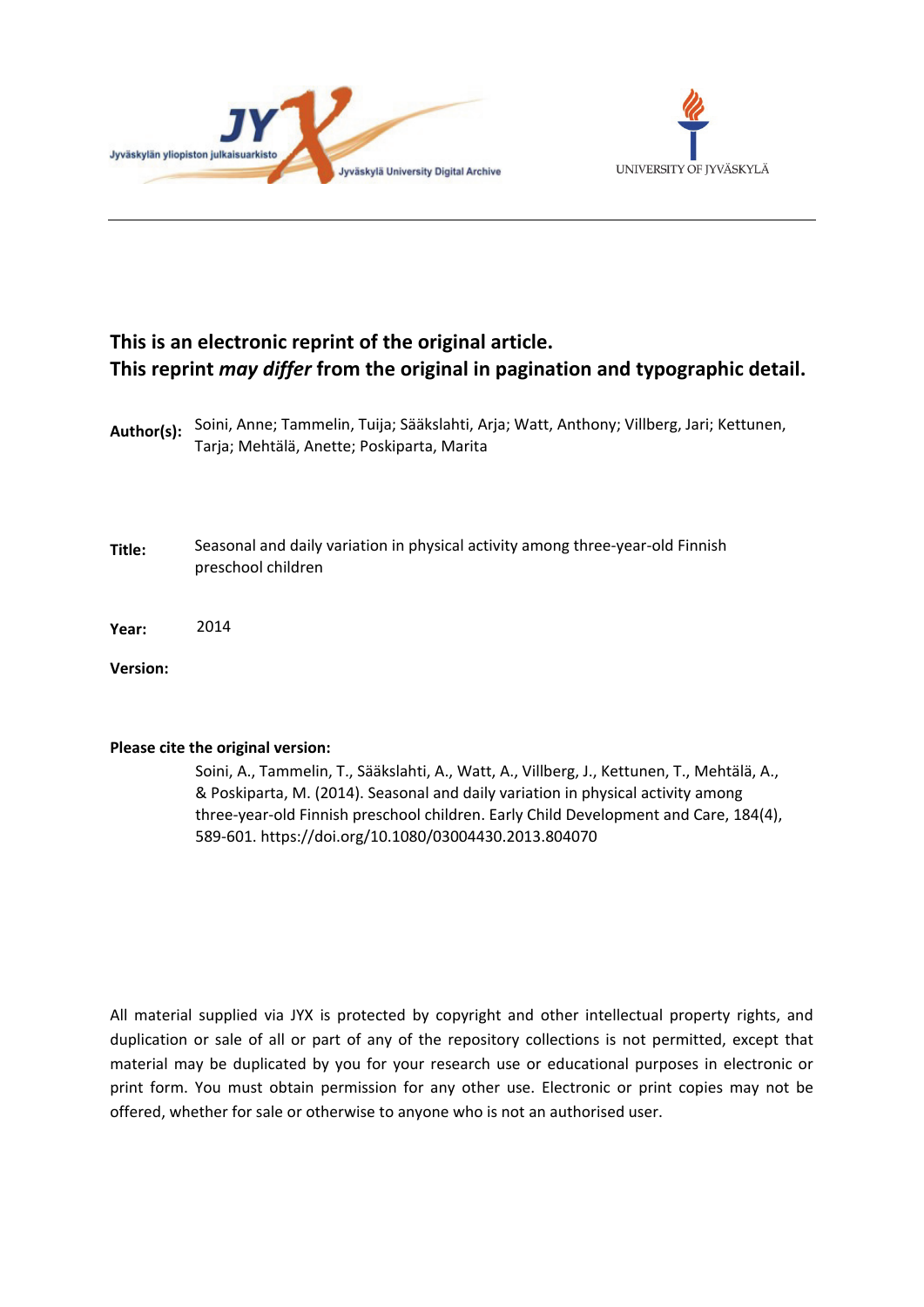**This is an electronic reprint of the original article.**
**This reprint *may differ* from the original in pagination and typographic detail.**

**Author(s):** Soini, Anne; Tammelin, Tuija; Sääkslahti, Arja; Watt, Anthony; Villberg, Jari; Kettunen, Tarja; Mehtälä, Anette; Poskiparta, Marita

**Title:** Seasonal and daily variation in physical activity among three-year-old Finnish preschool children

**Year:** 2014

**Version:**

**Please cite the original version:**

Soini, A., Tammelin, T., Sääkslahti, A., Watt, A., Villberg, J., Kettunen, T., Mehtälä, A., & Poskiparta, M. (2014). Seasonal and daily variation in physical activity among three-year-old Finnish preschool children. Early Child Development and Care, 184(4), 589-601. https://doi.org/10.1080/03004430.2013.804070

All material supplied via JYX is protected by copyright and other intellectual property rights, and duplication or sale of all or part of any of the repository collections is not permitted, except that material may be duplicated by you for your research use or educational purposes in electronic or print form. You must obtain permission for any other use. Electronic or print copies may not be offered, whether for sale or otherwise to anyone who is not an authorised user.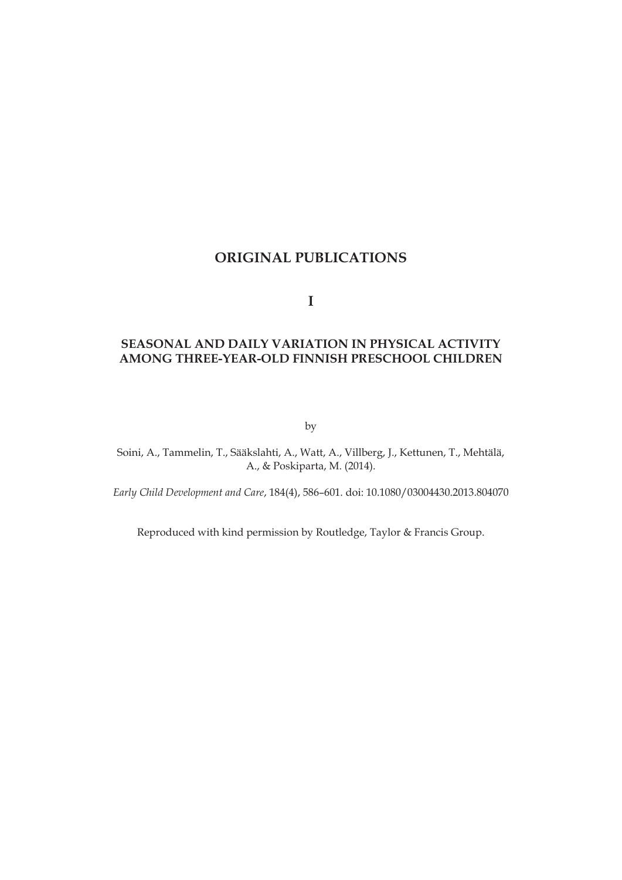# ORIGINAL PUBLICATIONS

## I

## SEASONAL AND DAILY VARIATION IN PHYSICAL ACTIVITY AMONG THREE-YEAR-OLD FINNISH PRESCHOOL CHILDREN

by

Soini, A., Tammelin, T., Sääkslahti, A., Watt, A., Villberg, J., Kettunen, T., Mehtälä, A., & Poskiparta, M. (2014).

*Early Child Development and Care*, 184(4), 586–601. doi: 10.1080/03004430.2013.804070

Reproduced with kind permission by Routledge, Taylor & Francis Group.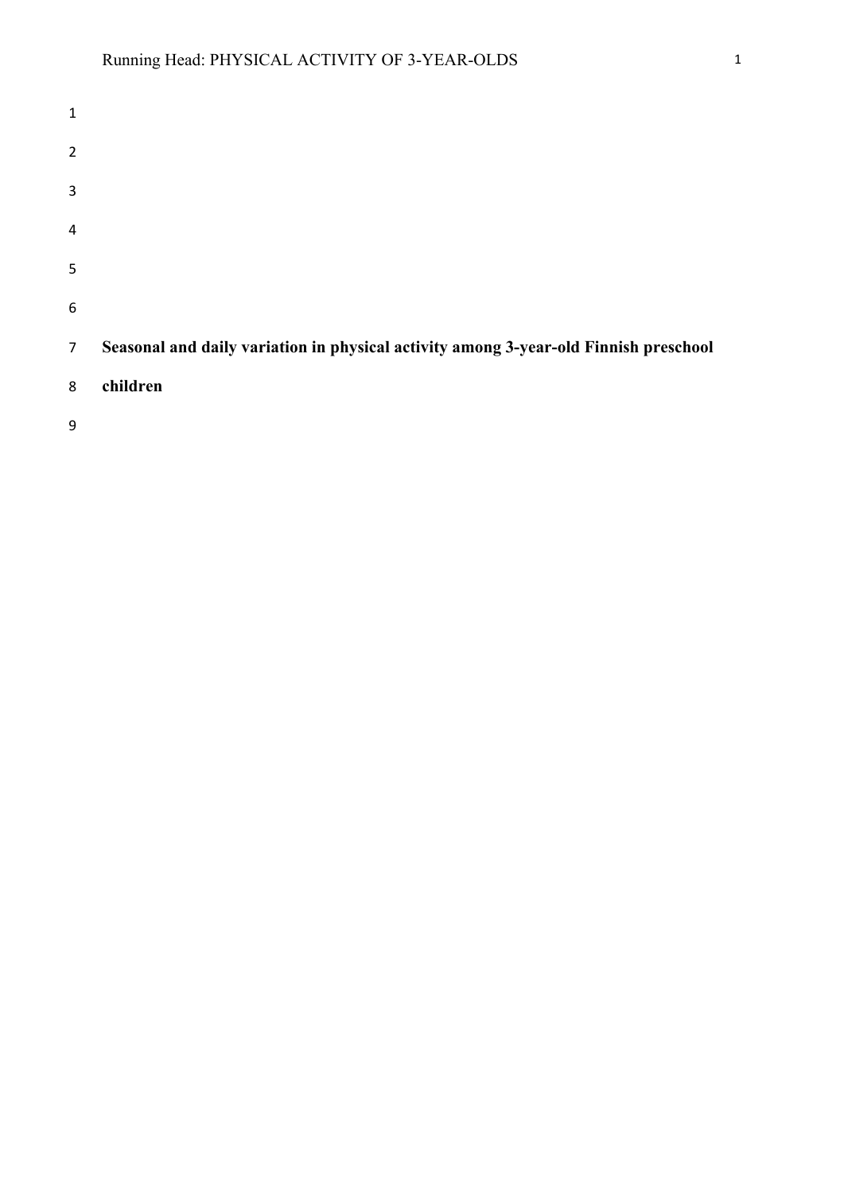**Seasonal and daily variation in physical activity among 3-year-old Finnish preschool children**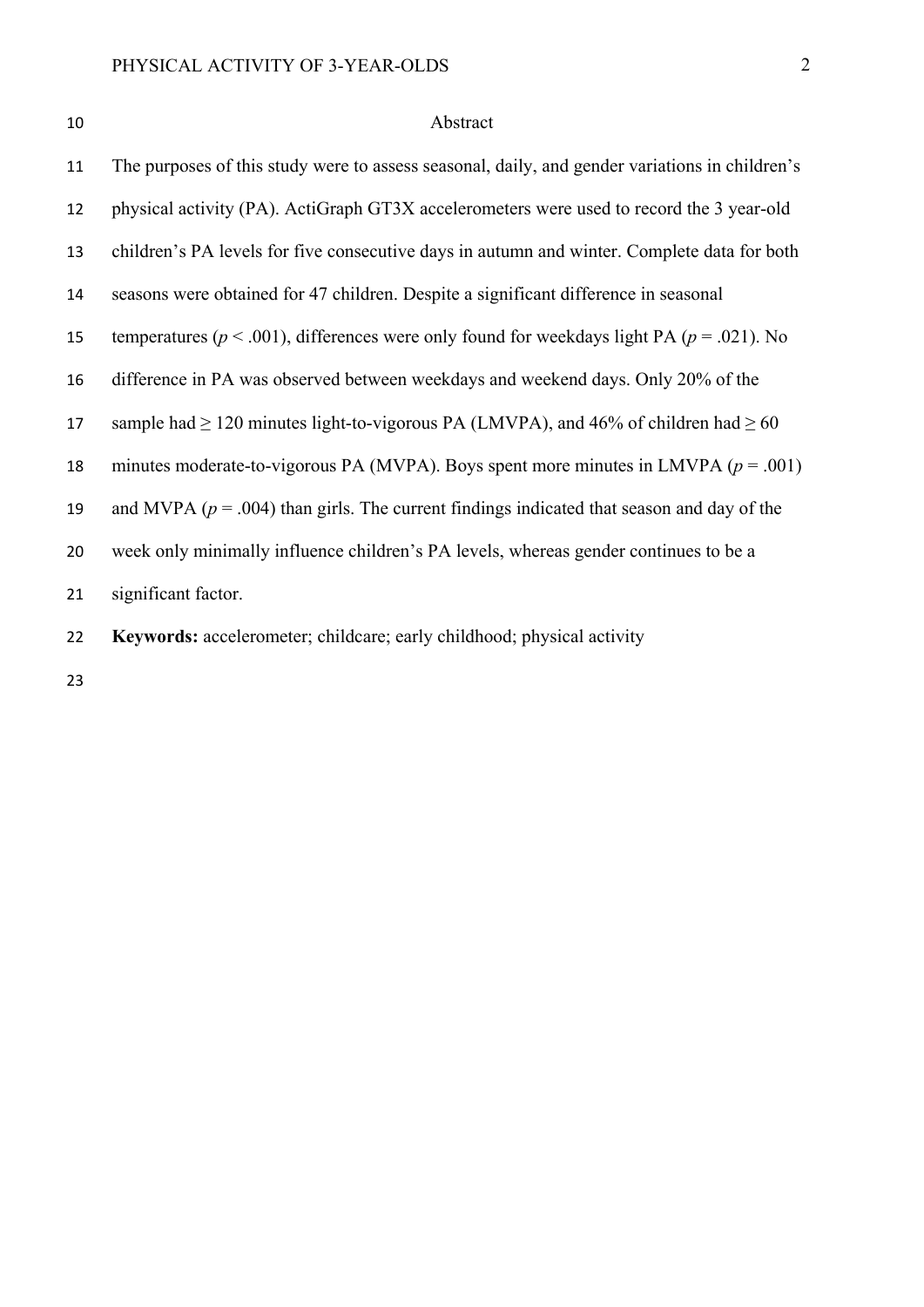## Abstract

The purposes of this study were to assess seasonal, daily, and gender variations in children's physical activity (PA). ActiGraph GT3X accelerometers were used to record the 3 year-old children's PA levels for five consecutive days in autumn and winter. Complete data for both seasons were obtained for 47 children. Despite a significant difference in seasonal temperatures ($p < .001$), differences were only found for weekdays light PA ($p = .021$). No difference in PA was observed between weekdays and weekend days. Only 20% of the sample had ≥ 120 minutes light-to-vigorous PA (LMVPA), and 46% of children had ≥ 60 minutes moderate-to-vigorous PA (MVPA). Boys spent more minutes in LMVPA ($p = .001$) and MVPA ($p = .004$) than girls. The current findings indicated that season and day of the week only minimally influence children's PA levels, whereas gender continues to be a significant factor.

**Keywords:** accelerometer; childcare; early childhood; physical activity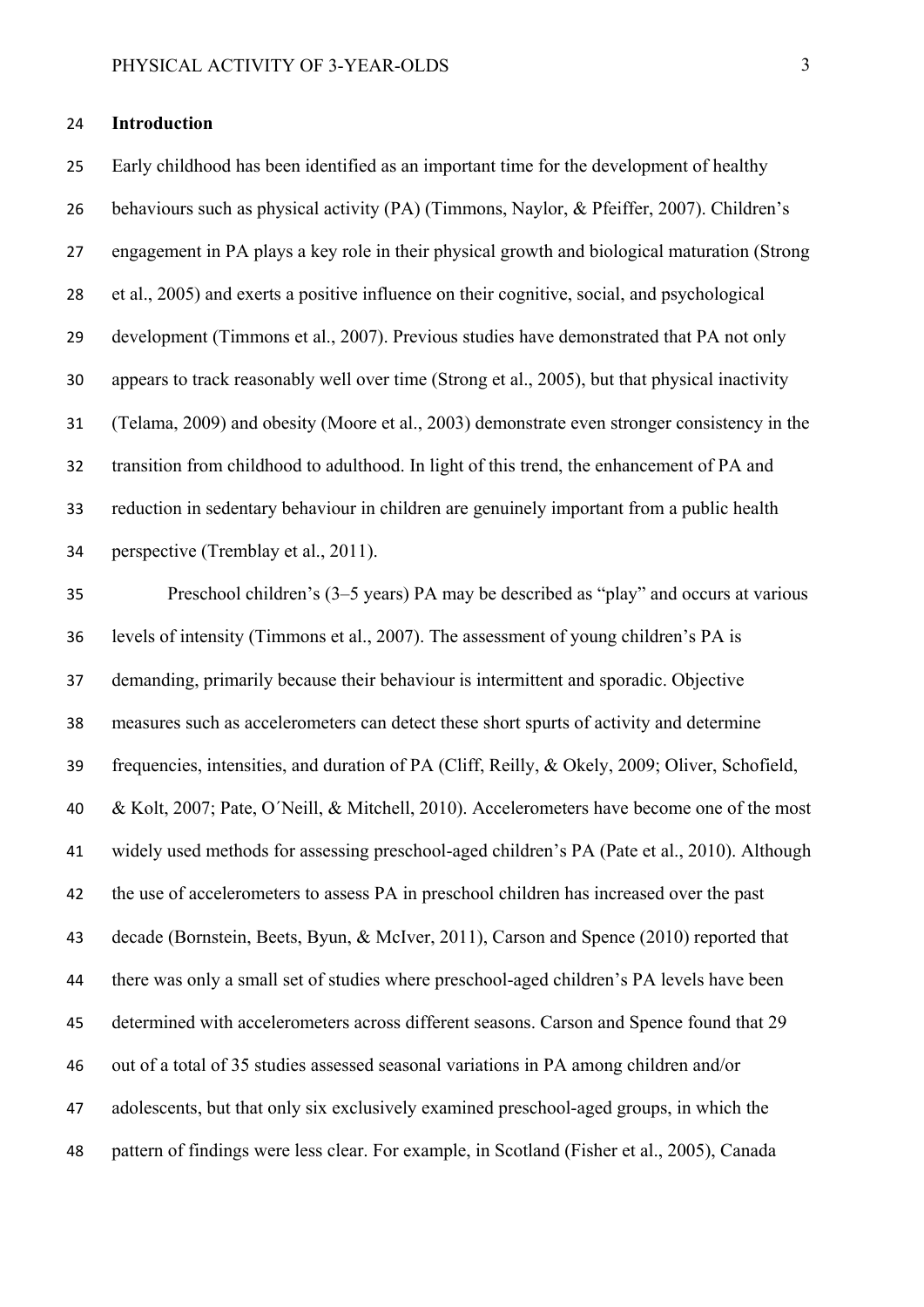## Introduction

Early childhood has been identified as an important time for the development of healthy behaviours such as physical activity (PA) (Timmons, Naylor, & Pfeiffer, 2007). Children's engagement in PA plays a key role in their physical growth and biological maturation (Strong et al., 2005) and exerts a positive influence on their cognitive, social, and psychological development (Timmons et al., 2007). Previous studies have demonstrated that PA not only appears to track reasonably well over time (Strong et al., 2005), but that physical inactivity (Telama, 2009) and obesity (Moore et al., 2003) demonstrate even stronger consistency in the transition from childhood to adulthood. In light of this trend, the enhancement of PA and reduction in sedentary behaviour in children are genuinely important from a public health perspective (Tremblay et al., 2011).

Preschool children's (3–5 years) PA may be described as "play" and occurs at various levels of intensity (Timmons et al., 2007). The assessment of young children's PA is demanding, primarily because their behaviour is intermittent and sporadic. Objective measures such as accelerometers can detect these short spurts of activity and determine frequencies, intensities, and duration of PA (Cliff, Reilly, & Okely, 2009; Oliver, Schofield, & Kolt, 2007; Pate, O´Neill, & Mitchell, 2010). Accelerometers have become one of the most widely used methods for assessing preschool-aged children's PA (Pate et al., 2010). Although the use of accelerometers to assess PA in preschool children has increased over the past decade (Bornstein, Beets, Byun, & McIver, 2011), Carson and Spence (2010) reported that there was only a small set of studies where preschool-aged children's PA levels have been determined with accelerometers across different seasons. Carson and Spence found that 29 out of a total of 35 studies assessed seasonal variations in PA among children and/or adolescents, but that only six exclusively examined preschool-aged groups, in which the pattern of findings were less clear. For example, in Scotland (Fisher et al., 2005), Canada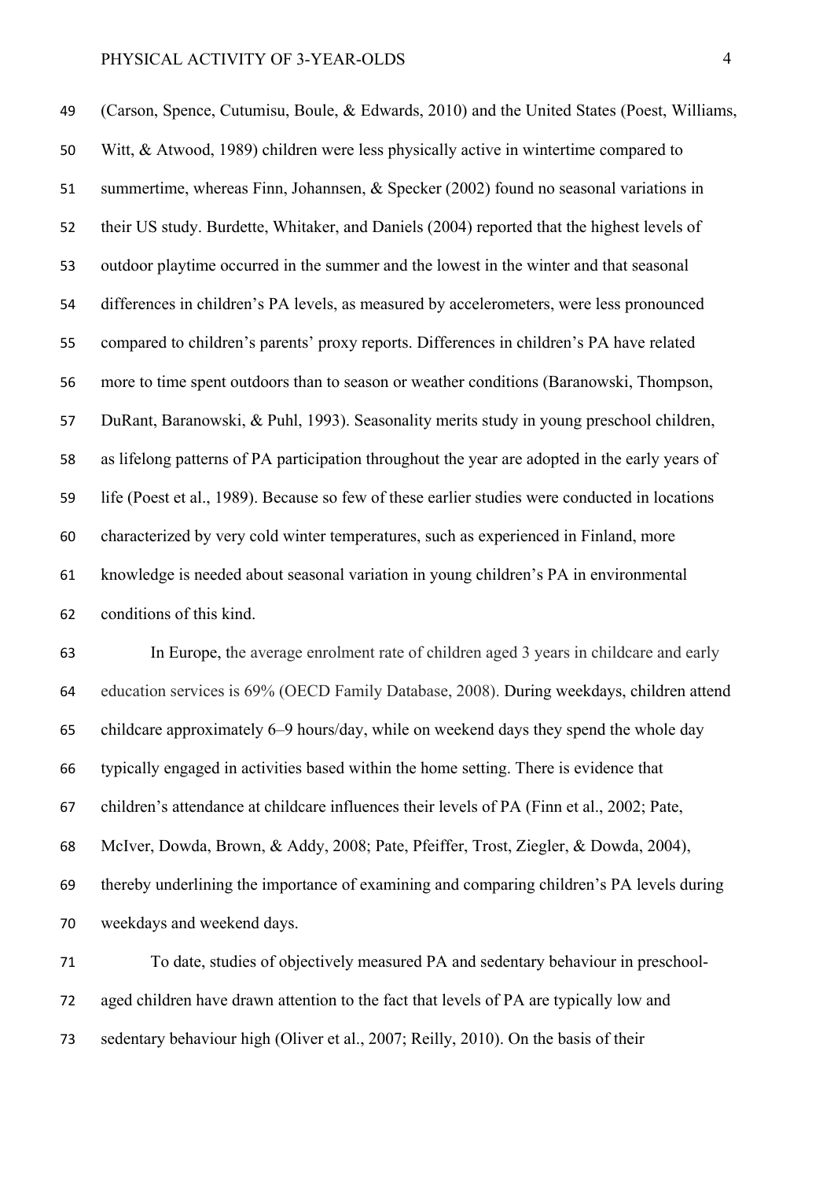(Carson, Spence, Cutumisu, Boule, & Edwards, 2010) and the United States (Poest, Williams, Witt, & Atwood, 1989) children were less physically active in wintertime compared to summertime, whereas Finn, Johannsen, & Specker (2002) found no seasonal variations in their US study. Burdette, Whitaker, and Daniels (2004) reported that the highest levels of outdoor playtime occurred in the summer and the lowest in the winter and that seasonal differences in children's PA levels, as measured by accelerometers, were less pronounced compared to children's parents' proxy reports. Differences in children's PA have related more to time spent outdoors than to season or weather conditions (Baranowski, Thompson, DuRant, Baranowski, & Puhl, 1993). Seasonality merits study in young preschool children, as lifelong patterns of PA participation throughout the year are adopted in the early years of life (Poest et al., 1989). Because so few of these earlier studies were conducted in locations characterized by very cold winter temperatures, such as experienced in Finland, more knowledge is needed about seasonal variation in young children's PA in environmental conditions of this kind.

In Europe, the average enrolment rate of children aged 3 years in childcare and early education services is 69% (OECD Family Database, 2008). During weekdays, children attend childcare approximately 6–9 hours/day, while on weekend days they spend the whole day typically engaged in activities based within the home setting. There is evidence that children's attendance at childcare influences their levels of PA (Finn et al., 2002; Pate, McIver, Dowda, Brown, & Addy, 2008; Pate, Pfeiffer, Trost, Ziegler, & Dowda, 2004), thereby underlining the importance of examining and comparing children's PA levels during weekdays and weekend days.

To date, studies of objectively measured PA and sedentary behaviour in preschool-aged children have drawn attention to the fact that levels of PA are typically low and sedentary behaviour high (Oliver et al., 2007; Reilly, 2010). On the basis of their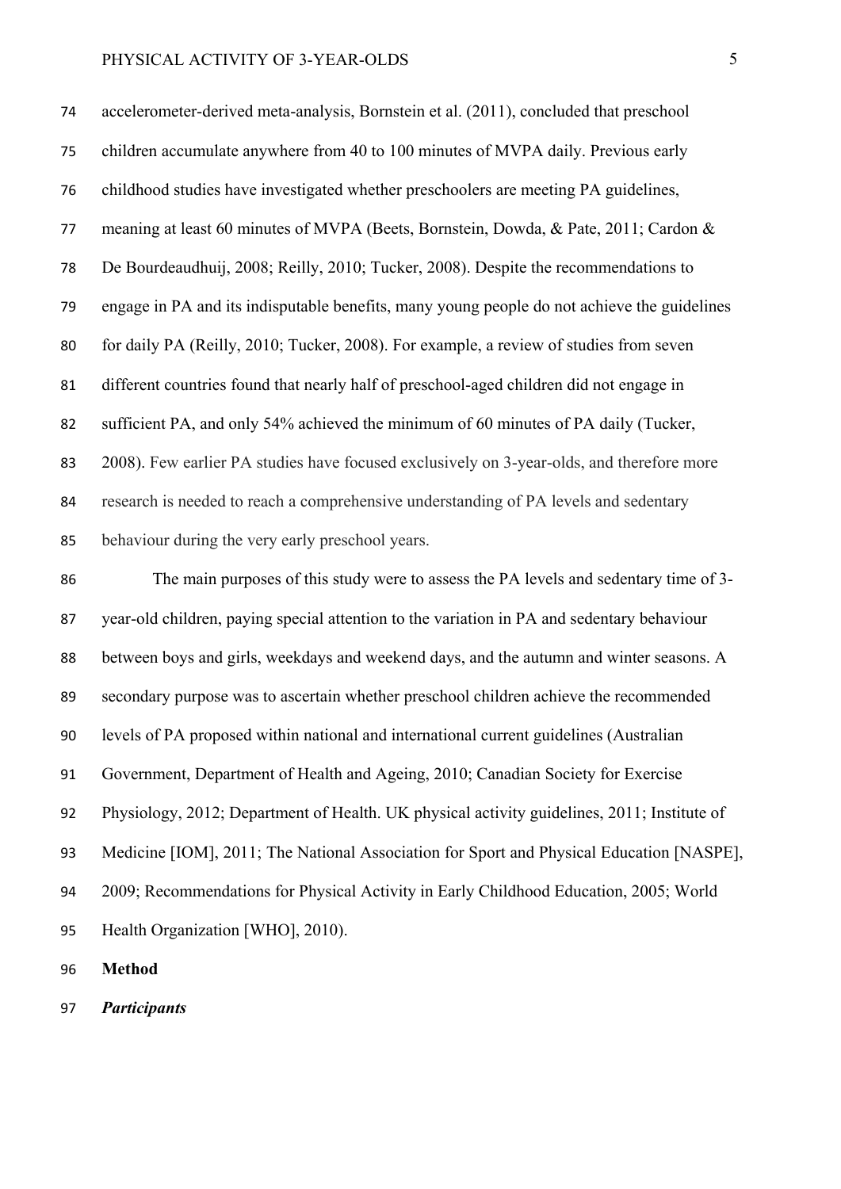accelerometer-derived meta-analysis, Bornstein et al. (2011), concluded that preschool children accumulate anywhere from 40 to 100 minutes of MVPA daily. Previous early childhood studies have investigated whether preschoolers are meeting PA guidelines, meaning at least 60 minutes of MVPA (Beets, Bornstein, Dowda, & Pate, 2011; Cardon & De Bourdeaudhuij, 2008; Reilly, 2010; Tucker, 2008). Despite the recommendations to engage in PA and its indisputable benefits, many young people do not achieve the guidelines for daily PA (Reilly, 2010; Tucker, 2008). For example, a review of studies from seven different countries found that nearly half of preschool-aged children did not engage in sufficient PA, and only 54% achieved the minimum of 60 minutes of PA daily (Tucker, 2008). Few earlier PA studies have focused exclusively on 3-year-olds, and therefore more research is needed to reach a comprehensive understanding of PA levels and sedentary behaviour during the very early preschool years.

The main purposes of this study were to assess the PA levels and sedentary time of 3-year-old children, paying special attention to the variation in PA and sedentary behaviour between boys and girls, weekdays and weekend days, and the autumn and winter seasons. A secondary purpose was to ascertain whether preschool children achieve the recommended levels of PA proposed within national and international current guidelines (Australian Government, Department of Health and Ageing, 2010; Canadian Society for Exercise Physiology, 2012; Department of Health. UK physical activity guidelines, 2011; Institute of Medicine [IOM], 2011; The National Association for Sport and Physical Education [NASPE], 2009; Recommendations for Physical Activity in Early Childhood Education, 2005; World Health Organization [WHO], 2010).

## Method

### *Participants*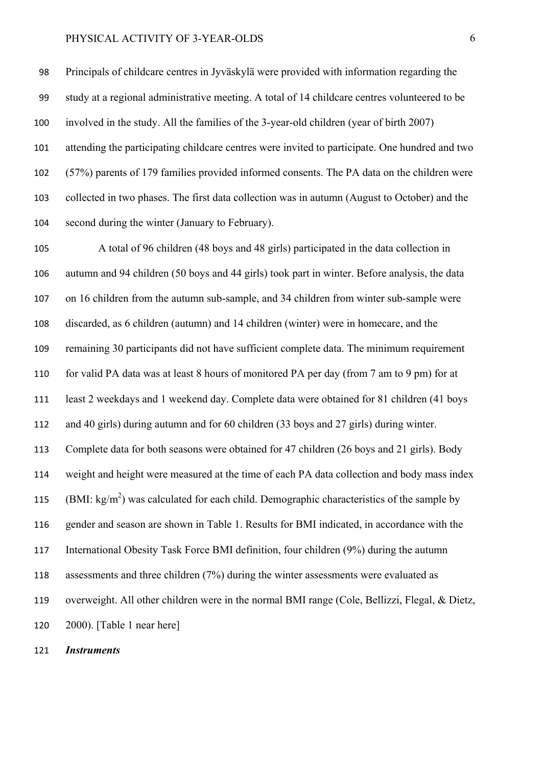Principals of childcare centres in Jyväskylä were provided with information regarding the study at a regional administrative meeting. A total of 14 childcare centres volunteered to be involved in the study. All the families of the 3-year-old children (year of birth 2007) attending the participating childcare centres were invited to participate. One hundred and two (57%) parents of 179 families provided informed consents. The PA data on the children were collected in two phases. The first data collection was in autumn (August to October) and the second during the winter (January to February).

A total of 96 children (48 boys and 48 girls) participated in the data collection in autumn and 94 children (50 boys and 44 girls) took part in winter. Before analysis, the data on 16 children from the autumn sub-sample, and 34 children from winter sub-sample were discarded, as 6 children (autumn) and 14 children (winter) were in homecare, and the remaining 30 participants did not have sufficient complete data. The minimum requirement for valid PA data was at least 8 hours of monitored PA per day (from 7 am to 9 pm) for at least 2 weekdays and 1 weekend day. Complete data were obtained for 81 children (41 boys and 40 girls) during autumn and for 60 children (33 boys and 27 girls) during winter. Complete data for both seasons were obtained for 47 children (26 boys and 21 girls). Body weight and height were measured at the time of each PA data collection and body mass index (BMI: $kg/m^2$) was calculated for each child. Demographic characteristics of the sample by gender and season are shown in Table 1. Results for BMI indicated, in accordance with the International Obesity Task Force BMI definition, four children (9%) during the autumn assessments and three children (7%) during the winter assessments were evaluated as overweight. All other children were in the normal BMI range (Cole, Bellizzi, Flegal, & Dietz, 2000). [Table 1 near here]

***Instruments***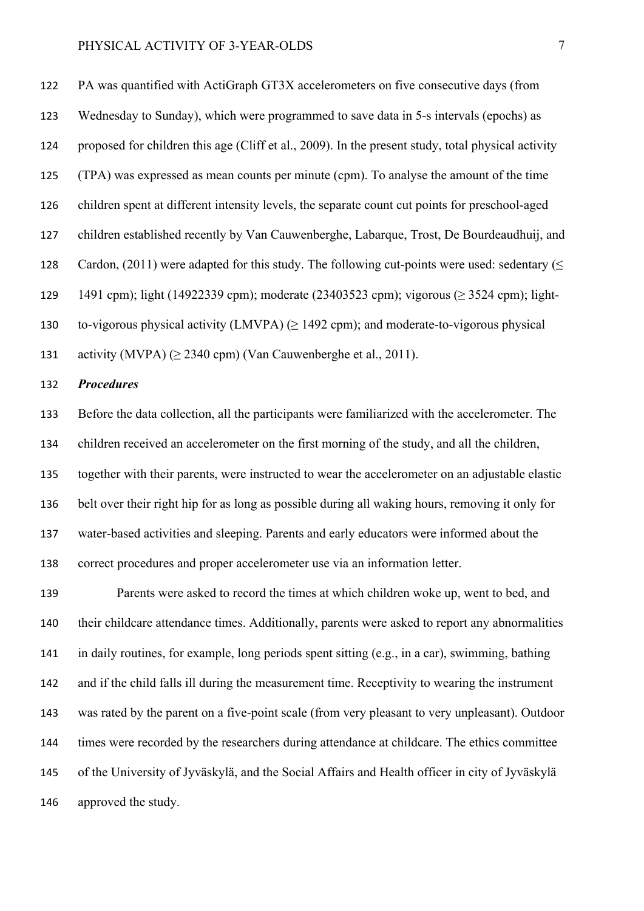PA was quantified with ActiGraph GT3X accelerometers on five consecutive days (from Wednesday to Sunday), which were programmed to save data in 5-s intervals (epochs) as proposed for children this age (Cliff et al., 2009). In the present study, total physical activity (TPA) was expressed as mean counts per minute (cpm). To analyse the amount of the time children spent at different intensity levels, the separate count cut points for preschool-aged children established recently by Van Cauwenberghe, Labarque, Trost, De Bourdeaudhuij, and Cardon, (2011) were adapted for this study. The following cut-points were used: sedentary (≤ 1491 cpm); light (14922339 cpm); moderate (23403523 cpm); vigorous (≥ 3524 cpm); light-to-vigorous physical activity (LMVPA) (≥ 1492 cpm); and moderate-to-vigorous physical activity (MVPA) (≥ 2340 cpm) (Van Cauwenberghe et al., 2011).

***Procedures***

Before the data collection, all the participants were familiarized with the accelerometer. The children received an accelerometer on the first morning of the study, and all the children, together with their parents, were instructed to wear the accelerometer on an adjustable elastic belt over their right hip for as long as possible during all waking hours, removing it only for water-based activities and sleeping. Parents and early educators were informed about the correct procedures and proper accelerometer use via an information letter.

Parents were asked to record the times at which children woke up, went to bed, and their childcare attendance times. Additionally, parents were asked to report any abnormalities in daily routines, for example, long periods spent sitting (e.g., in a car), swimming, bathing and if the child falls ill during the measurement time. Receptivity to wearing the instrument was rated by the parent on a five-point scale (from very pleasant to very unpleasant). Outdoor times were recorded by the researchers during attendance at childcare. The ethics committee of the University of Jyväskylä, and the Social Affairs and Health officer in city of Jyväskylä approved the study.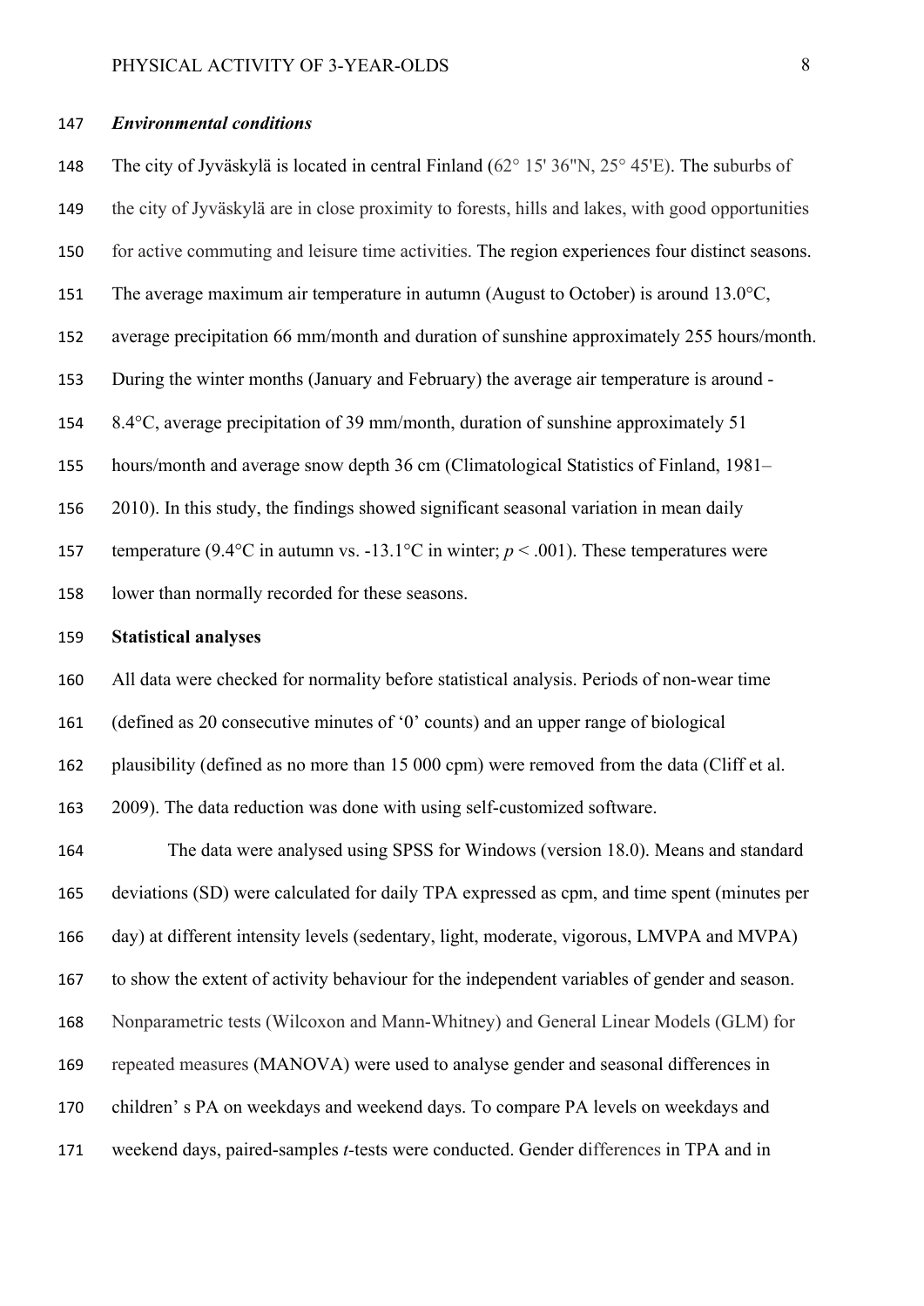### *Environmental conditions*

The city of Jyväskylä is located in central Finland (62° 15' 36"N, 25° 45'E). The suburbs of the city of Jyväskylä are in close proximity to forests, hills and lakes, with good opportunities for active commuting and leisure time activities. The region experiences four distinct seasons. The average maximum air temperature in autumn (August to October) is around 13.0°C, average precipitation 66 mm/month and duration of sunshine approximately 255 hours/month. During the winter months (January and February) the average air temperature is around -8.4°C, average precipitation of 39 mm/month, duration of sunshine approximately 51 hours/month and average snow depth 36 cm (Climatological Statistics of Finland, 1981–2010). In this study, the findings showed significant seasonal variation in mean daily temperature (9.4°C in autumn vs. -13.1°C in winter; $p < .001$). These temperatures were lower than normally recorded for these seasons.

### Statistical analyses

All data were checked for normality before statistical analysis. Periods of non-wear time (defined as 20 consecutive minutes of '0' counts) and an upper range of biological plausibility (defined as no more than 15 000 cpm) were removed from the data (Cliff et al. 2009). The data reduction was done with using self-customized software.

The data were analysed using SPSS for Windows (version 18.0). Means and standard deviations (SD) were calculated for daily TPA expressed as cpm, and time spent (minutes per day) at different intensity levels (sedentary, light, moderate, vigorous, LMVPA and MVPA) to show the extent of activity behaviour for the independent variables of gender and season. Nonparametric tests (Wilcoxon and Mann-Whitney) and General Linear Models (GLM) for repeated measures (MANOVA) were used to analyse gender and seasonal differences in children' s PA on weekdays and weekend days. To compare PA levels on weekdays and weekend days, paired-samples *t*-tests were conducted. Gender differences in TPA and in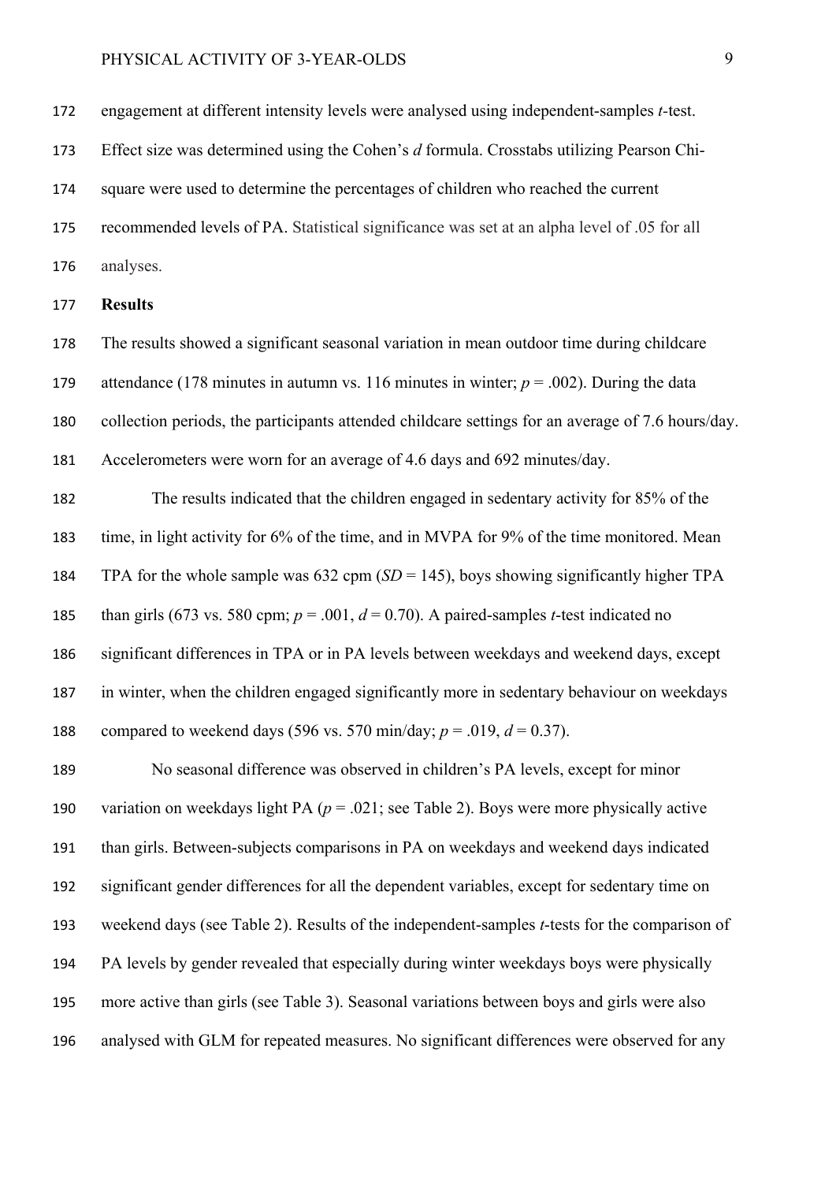engagement at different intensity levels were analysed using independent-samples *t*-test. Effect size was determined using the Cohen's *d* formula. Crosstabs utilizing Pearson Chi-square were used to determine the percentages of children who reached the current recommended levels of PA. Statistical significance was set at an alpha level of .05 for all analyses.

**Results**

The results showed a significant seasonal variation in mean outdoor time during childcare attendance (178 minutes in autumn vs. 116 minutes in winter; $p = .002$). During the data collection periods, the participants attended childcare settings for an average of 7.6 hours/day. Accelerometers were worn for an average of 4.6 days and 692 minutes/day.

The results indicated that the children engaged in sedentary activity for 85% of the time, in light activity for 6% of the time, and in MVPA for 9% of the time monitored. Mean TPA for the whole sample was 632 cpm ($SD = 145$), boys showing significantly higher TPA than girls (673 vs. 580 cpm; $p = .001$, $d = 0.70$). A paired-samples *t*-test indicated no significant differences in TPA or in PA levels between weekdays and weekend days, except in winter, when the children engaged significantly more in sedentary behaviour on weekdays compared to weekend days (596 vs. 570 min/day; $p = .019$, $d = 0.37$).

No seasonal difference was observed in children's PA levels, except for minor variation on weekdays light PA ($p = .021$; see Table 2). Boys were more physically active than girls. Between-subjects comparisons in PA on weekdays and weekend days indicated significant gender differences for all the dependent variables, except for sedentary time on weekend days (see Table 2). Results of the independent-samples *t*-tests for the comparison of PA levels by gender revealed that especially during winter weekdays boys were physically more active than girls (see Table 3). Seasonal variations between boys and girls were also analysed with GLM for repeated measures. No significant differences were observed for any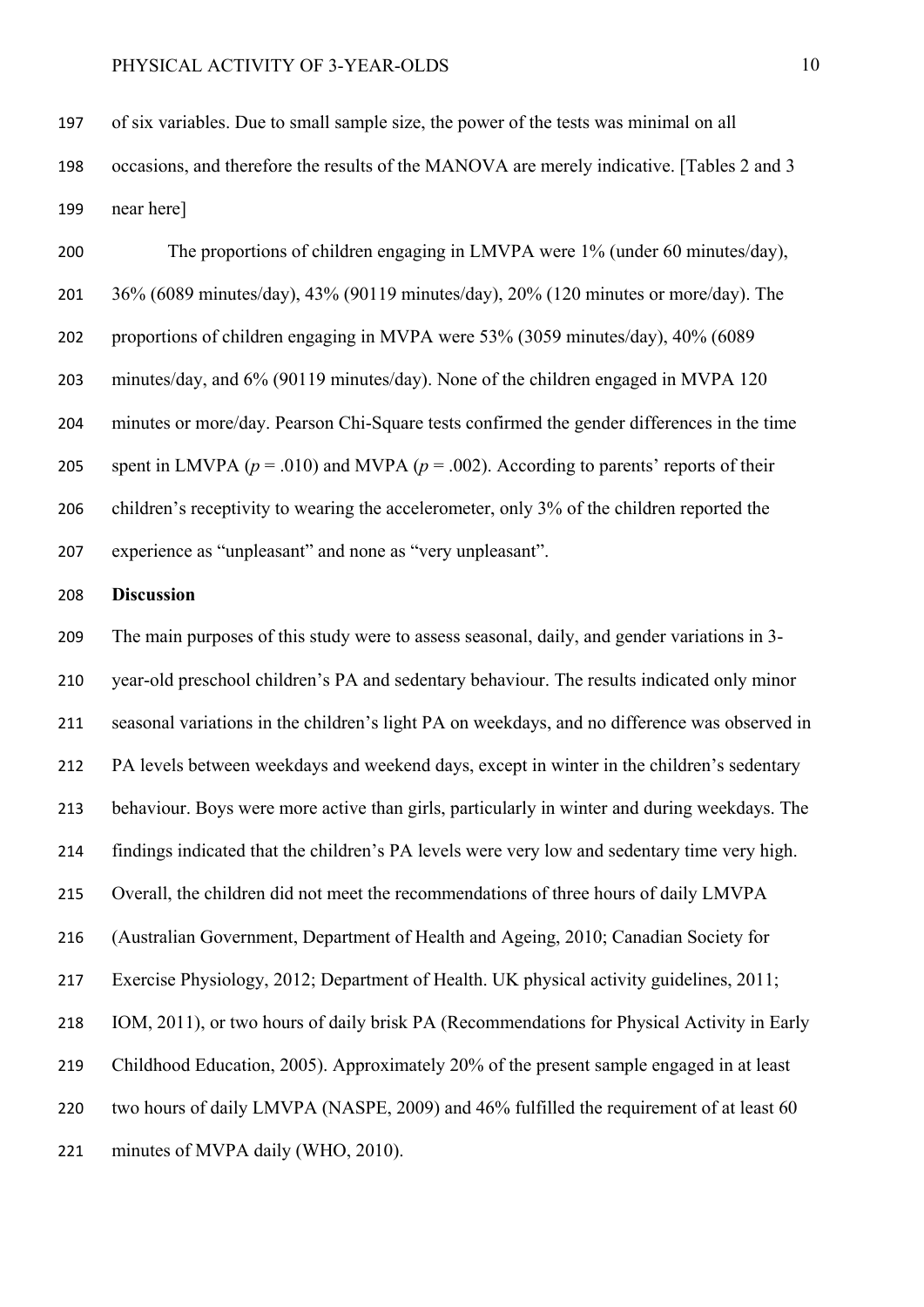of six variables. Due to small sample size, the power of the tests was minimal on all occasions, and therefore the results of the MANOVA are merely indicative. [Tables 2 and 3 near here]

The proportions of children engaging in LMVPA were 1% (under 60 minutes/day), 36% (6089 minutes/day), 43% (90119 minutes/day), 20% (120 minutes or more/day). The proportions of children engaging in MVPA were 53% (3059 minutes/day), 40% (6089 minutes/day, and 6% (90119 minutes/day). None of the children engaged in MVPA 120 minutes or more/day. Pearson Chi-Square tests confirmed the gender differences in the time spent in LMVPA ($p = .010$) and MVPA ($p = .002$). According to parents' reports of their children's receptivity to wearing the accelerometer, only 3% of the children reported the experience as "unpleasant" and none as "very unpleasant".

## Discussion

The main purposes of this study were to assess seasonal, daily, and gender variations in 3-year-old preschool children's PA and sedentary behaviour. The results indicated only minor seasonal variations in the children's light PA on weekdays, and no difference was observed in PA levels between weekdays and weekend days, except in winter in the children's sedentary behaviour. Boys were more active than girls, particularly in winter and during weekdays. The findings indicated that the children's PA levels were very low and sedentary time very high. Overall, the children did not meet the recommendations of three hours of daily LMVPA (Australian Government, Department of Health and Ageing, 2010; Canadian Society for Exercise Physiology, 2012; Department of Health. UK physical activity guidelines, 2011; IOM, 2011), or two hours of daily brisk PA (Recommendations for Physical Activity in Early Childhood Education, 2005). Approximately 20% of the present sample engaged in at least two hours of daily LMVPA (NASPE, 2009) and 46% fulfilled the requirement of at least 60 minutes of MVPA daily (WHO, 2010).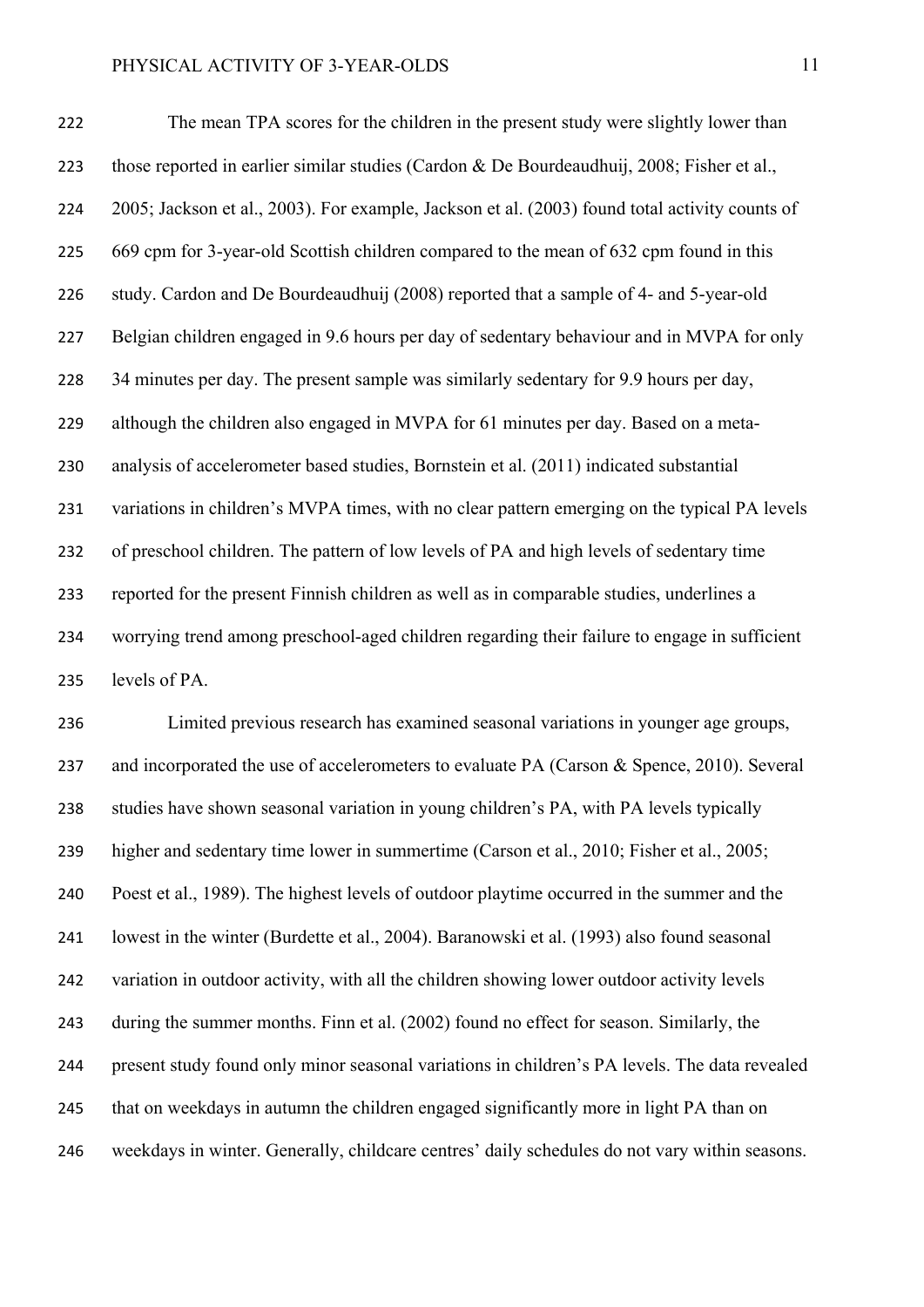The mean TPA scores for the children in the present study were slightly lower than those reported in earlier similar studies (Cardon & De Bourdeaudhuij, 2008; Fisher et al., 2005; Jackson et al., 2003). For example, Jackson et al. (2003) found total activity counts of 669 cpm for 3-year-old Scottish children compared to the mean of 632 cpm found in this study. Cardon and De Bourdeaudhuij (2008) reported that a sample of 4- and 5-year-old Belgian children engaged in 9.6 hours per day of sedentary behaviour and in MVPA for only 34 minutes per day. The present sample was similarly sedentary for 9.9 hours per day, although the children also engaged in MVPA for 61 minutes per day. Based on a meta-analysis of accelerometer based studies, Bornstein et al. (2011) indicated substantial variations in children's MVPA times, with no clear pattern emerging on the typical PA levels of preschool children. The pattern of low levels of PA and high levels of sedentary time reported for the present Finnish children as well as in comparable studies, underlines a worrying trend among preschool-aged children regarding their failure to engage in sufficient levels of PA.

Limited previous research has examined seasonal variations in younger age groups, and incorporated the use of accelerometers to evaluate PA (Carson & Spence, 2010). Several studies have shown seasonal variation in young children's PA, with PA levels typically higher and sedentary time lower in summertime (Carson et al., 2010; Fisher et al., 2005; Poest et al., 1989). The highest levels of outdoor playtime occurred in the summer and the lowest in the winter (Burdette et al., 2004). Baranowski et al. (1993) also found seasonal variation in outdoor activity, with all the children showing lower outdoor activity levels during the summer months. Finn et al. (2002) found no effect for season. Similarly, the present study found only minor seasonal variations in children's PA levels. The data revealed that on weekdays in autumn the children engaged significantly more in light PA than on weekdays in winter. Generally, childcare centres' daily schedules do not vary within seasons.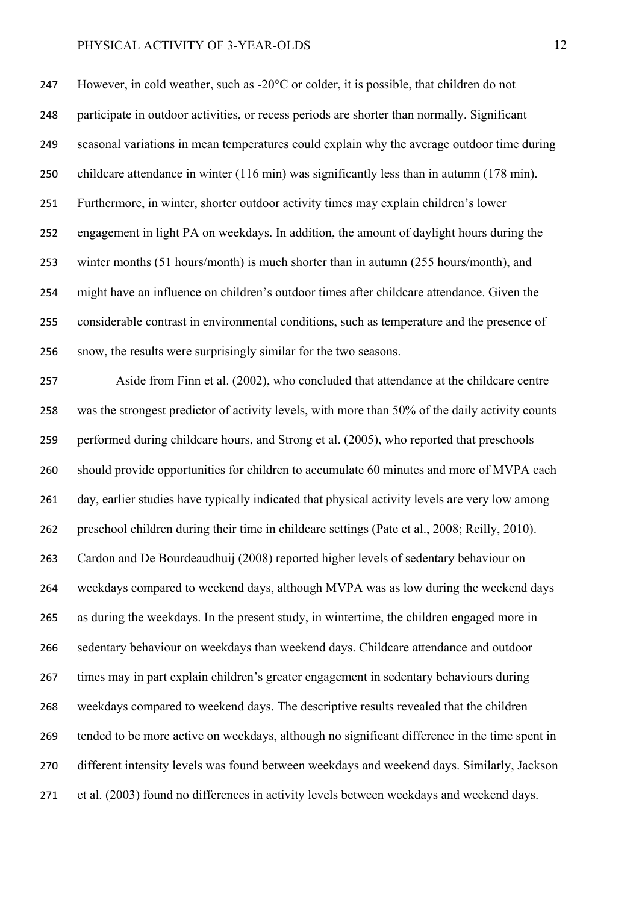However, in cold weather, such as -20°C or colder, it is possible, that children do not participate in outdoor activities, or recess periods are shorter than normally. Significant seasonal variations in mean temperatures could explain why the average outdoor time during childcare attendance in winter (116 min) was significantly less than in autumn (178 min). Furthermore, in winter, shorter outdoor activity times may explain children's lower engagement in light PA on weekdays. In addition, the amount of daylight hours during the winter months (51 hours/month) is much shorter than in autumn (255 hours/month), and might have an influence on children's outdoor times after childcare attendance. Given the considerable contrast in environmental conditions, such as temperature and the presence of snow, the results were surprisingly similar for the two seasons.

Aside from Finn et al. (2002), who concluded that attendance at the childcare centre was the strongest predictor of activity levels, with more than 50% of the daily activity counts performed during childcare hours, and Strong et al. (2005), who reported that preschools should provide opportunities for children to accumulate 60 minutes and more of MVPA each day, earlier studies have typically indicated that physical activity levels are very low among preschool children during their time in childcare settings (Pate et al., 2008; Reilly, 2010). Cardon and De Bourdeaudhuij (2008) reported higher levels of sedentary behaviour on weekdays compared to weekend days, although MVPA was as low during the weekend days as during the weekdays. In the present study, in wintertime, the children engaged more in sedentary behaviour on weekdays than weekend days. Childcare attendance and outdoor times may in part explain children's greater engagement in sedentary behaviours during weekdays compared to weekend days. The descriptive results revealed that the children tended to be more active on weekdays, although no significant difference in the time spent in different intensity levels was found between weekdays and weekend days. Similarly, Jackson et al. (2003) found no differences in activity levels between weekdays and weekend days.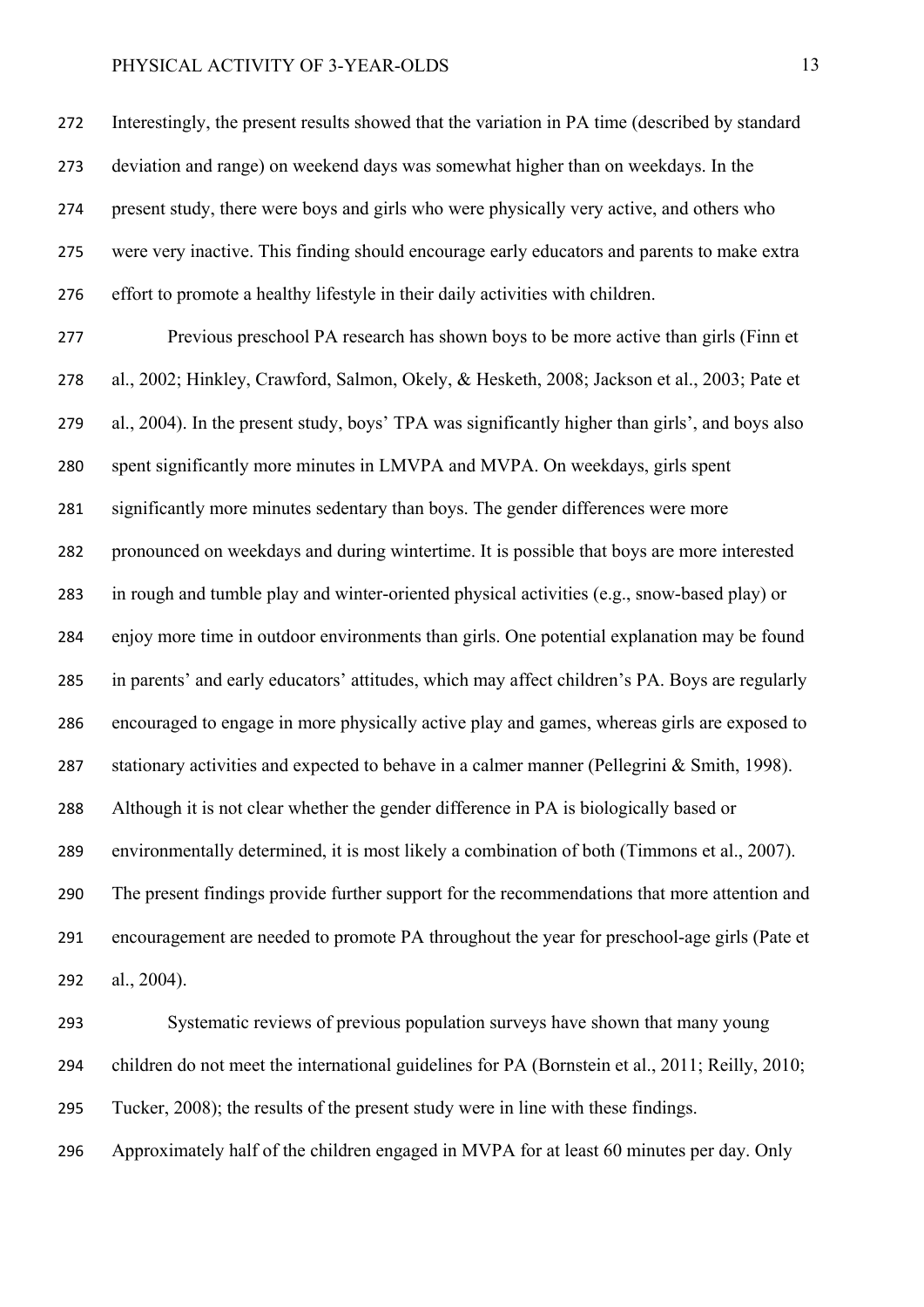Interestingly, the present results showed that the variation in PA time (described by standard deviation and range) on weekend days was somewhat higher than on weekdays. In the present study, there were boys and girls who were physically very active, and others who were very inactive. This finding should encourage early educators and parents to make extra effort to promote a healthy lifestyle in their daily activities with children.

Previous preschool PA research has shown boys to be more active than girls (Finn et al., 2002; Hinkley, Crawford, Salmon, Okely, & Hesketh, 2008; Jackson et al., 2003; Pate et al., 2004). In the present study, boys' TPA was significantly higher than girls', and boys also spent significantly more minutes in LMVPA and MVPA. On weekdays, girls spent significantly more minutes sedentary than boys. The gender differences were more pronounced on weekdays and during wintertime. It is possible that boys are more interested in rough and tumble play and winter-oriented physical activities (e.g., snow-based play) or enjoy more time in outdoor environments than girls. One potential explanation may be found in parents' and early educators' attitudes, which may affect children's PA. Boys are regularly encouraged to engage in more physically active play and games, whereas girls are exposed to stationary activities and expected to behave in a calmer manner (Pellegrini & Smith, 1998). Although it is not clear whether the gender difference in PA is biologically based or environmentally determined, it is most likely a combination of both (Timmons et al., 2007). The present findings provide further support for the recommendations that more attention and encouragement are needed to promote PA throughout the year for preschool-age girls (Pate et al., 2004).

Systematic reviews of previous population surveys have shown that many young children do not meet the international guidelines for PA (Bornstein et al., 2011; Reilly, 2010; Tucker, 2008); the results of the present study were in line with these findings. Approximately half of the children engaged in MVPA for at least 60 minutes per day. Only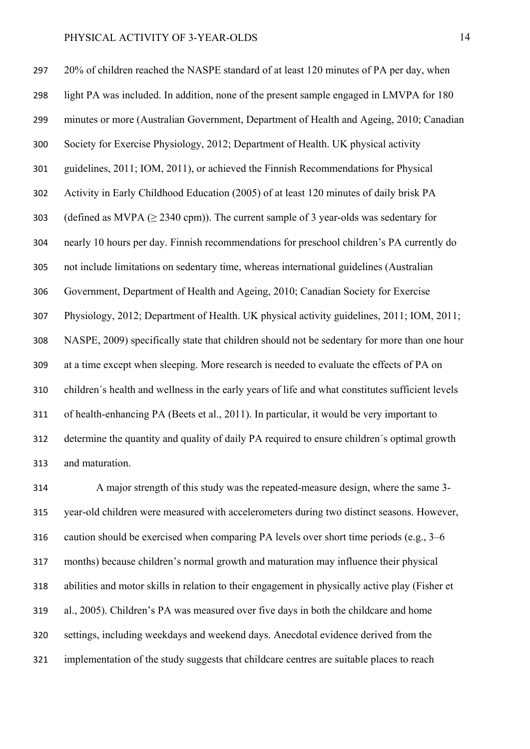20% of children reached the NASPE standard of at least 120 minutes of PA per day, when light PA was included. In addition, none of the present sample engaged in LMVPA for 180 minutes or more (Australian Government, Department of Health and Ageing, 2010; Canadian Society for Exercise Physiology, 2012; Department of Health. UK physical activity guidelines, 2011; IOM, 2011), or achieved the Finnish Recommendations for Physical Activity in Early Childhood Education (2005) of at least 120 minutes of daily brisk PA (defined as MVPA ($\geq$ 2340 cpm)). The current sample of 3 year-olds was sedentary for nearly 10 hours per day. Finnish recommendations for preschool children's PA currently do not include limitations on sedentary time, whereas international guidelines (Australian Government, Department of Health and Ageing, 2010; Canadian Society for Exercise Physiology, 2012; Department of Health. UK physical activity guidelines, 2011; IOM, 2011; NASPE, 2009) specifically state that children should not be sedentary for more than one hour at a time except when sleeping. More research is needed to evaluate the effects of PA on children´s health and wellness in the early years of life and what constitutes sufficient levels of health-enhancing PA (Beets et al., 2011). In particular, it would be very important to determine the quantity and quality of daily PA required to ensure children´s optimal growth and maturation.

A major strength of this study was the repeated-measure design, where the same 3-year-old children were measured with accelerometers during two distinct seasons. However, caution should be exercised when comparing PA levels over short time periods (e.g., 3–6 months) because children's normal growth and maturation may influence their physical abilities and motor skills in relation to their engagement in physically active play (Fisher et al., 2005). Children's PA was measured over five days in both the childcare and home settings, including weekdays and weekend days. Anecdotal evidence derived from the implementation of the study suggests that childcare centres are suitable places to reach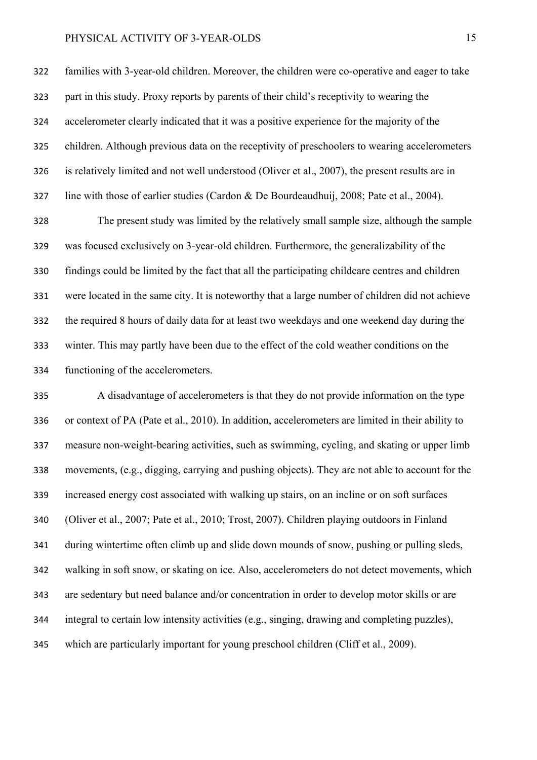families with 3-year-old children. Moreover, the children were co-operative and eager to take part in this study. Proxy reports by parents of their child's receptivity to wearing the accelerometer clearly indicated that it was a positive experience for the majority of the children. Although previous data on the receptivity of preschoolers to wearing accelerometers is relatively limited and not well understood (Oliver et al., 2007), the present results are in line with those of earlier studies (Cardon & De Bourdeaudhuij, 2008; Pate et al., 2004).

The present study was limited by the relatively small sample size, although the sample was focused exclusively on 3-year-old children. Furthermore, the generalizability of the findings could be limited by the fact that all the participating childcare centres and children were located in the same city. It is noteworthy that a large number of children did not achieve the required 8 hours of daily data for at least two weekdays and one weekend day during the winter. This may partly have been due to the effect of the cold weather conditions on the functioning of the accelerometers.

A disadvantage of accelerometers is that they do not provide information on the type or context of PA (Pate et al., 2010). In addition, accelerometers are limited in their ability to measure non-weight-bearing activities, such as swimming, cycling, and skating or upper limb movements, (e.g., digging, carrying and pushing objects). They are not able to account for the increased energy cost associated with walking up stairs, on an incline or on soft surfaces (Oliver et al., 2007; Pate et al., 2010; Trost, 2007). Children playing outdoors in Finland during wintertime often climb up and slide down mounds of snow, pushing or pulling sleds, walking in soft snow, or skating on ice. Also, accelerometers do not detect movements, which are sedentary but need balance and/or concentration in order to develop motor skills or are integral to certain low intensity activities (e.g., singing, drawing and completing puzzles), which are particularly important for young preschool children (Cliff et al., 2009).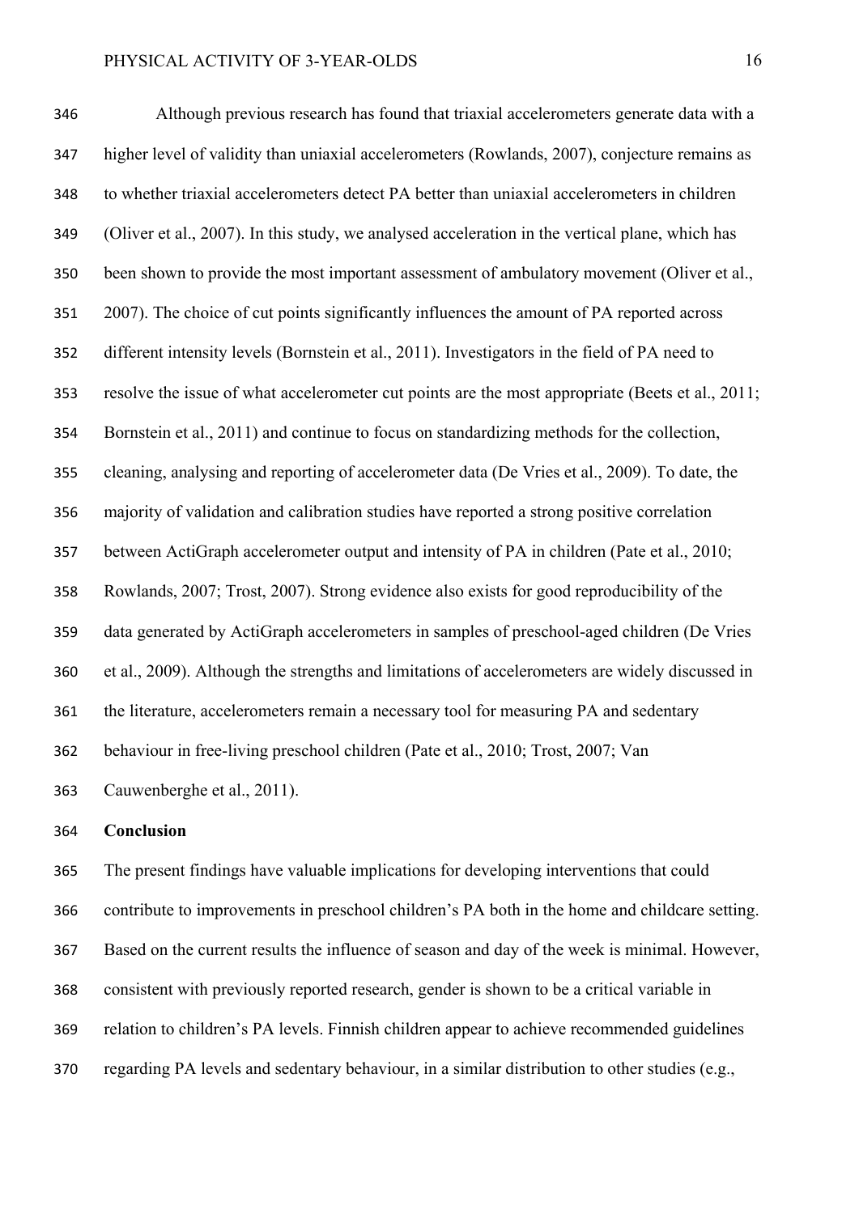Although previous research has found that triaxial accelerometers generate data with a higher level of validity than uniaxial accelerometers (Rowlands, 2007), conjecture remains as to whether triaxial accelerometers detect PA better than uniaxial accelerometers in children (Oliver et al., 2007). In this study, we analysed acceleration in the vertical plane, which has been shown to provide the most important assessment of ambulatory movement (Oliver et al., 2007). The choice of cut points significantly influences the amount of PA reported across different intensity levels (Bornstein et al., 2011). Investigators in the field of PA need to resolve the issue of what accelerometer cut points are the most appropriate (Beets et al., 2011; Bornstein et al., 2011) and continue to focus on standardizing methods for the collection, cleaning, analysing and reporting of accelerometer data (De Vries et al., 2009). To date, the majority of validation and calibration studies have reported a strong positive correlation between ActiGraph accelerometer output and intensity of PA in children (Pate et al., 2010; Rowlands, 2007; Trost, 2007). Strong evidence also exists for good reproducibility of the data generated by ActiGraph accelerometers in samples of preschool-aged children (De Vries et al., 2009). Although the strengths and limitations of accelerometers are widely discussed in the literature, accelerometers remain a necessary tool for measuring PA and sedentary behaviour in free-living preschool children (Pate et al., 2010; Trost, 2007; Van Cauwenberghe et al., 2011).

## Conclusion

The present findings have valuable implications for developing interventions that could contribute to improvements in preschool children's PA both in the home and childcare setting. Based on the current results the influence of season and day of the week is minimal. However, consistent with previously reported research, gender is shown to be a critical variable in relation to children's PA levels. Finnish children appear to achieve recommended guidelines regarding PA levels and sedentary behaviour, in a similar distribution to other studies (e.g.,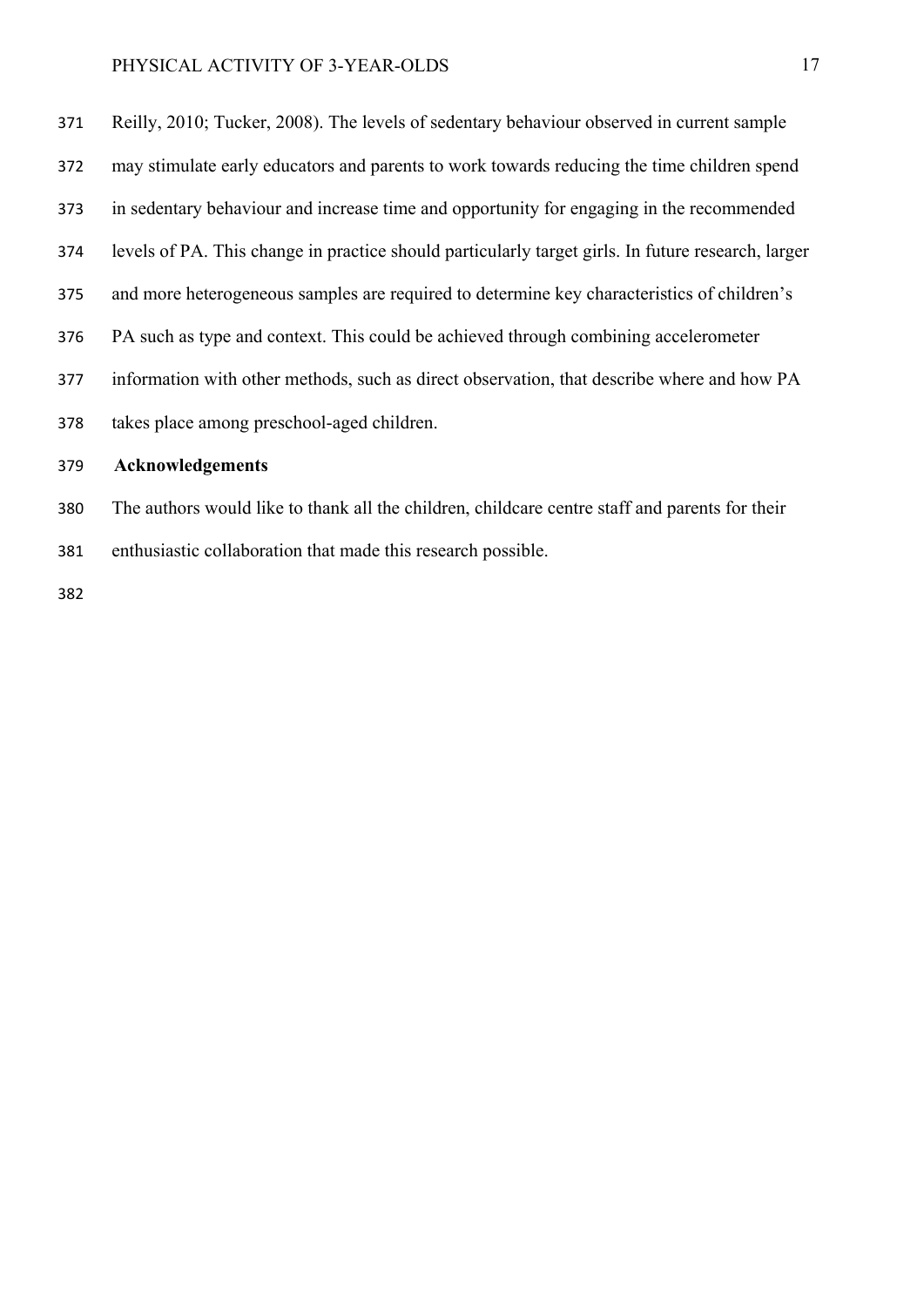Reilly, 2010; Tucker, 2008). The levels of sedentary behaviour observed in current sample may stimulate early educators and parents to work towards reducing the time children spend in sedentary behaviour and increase time and opportunity for engaging in the recommended levels of PA. This change in practice should particularly target girls. In future research, larger and more heterogeneous samples are required to determine key characteristics of children's PA such as type and context. This could be achieved through combining accelerometer information with other methods, such as direct observation, that describe where and how PA takes place among preschool-aged children.

## Acknowledgements

The authors would like to thank all the children, childcare centre staff and parents for their enthusiastic collaboration that made this research possible.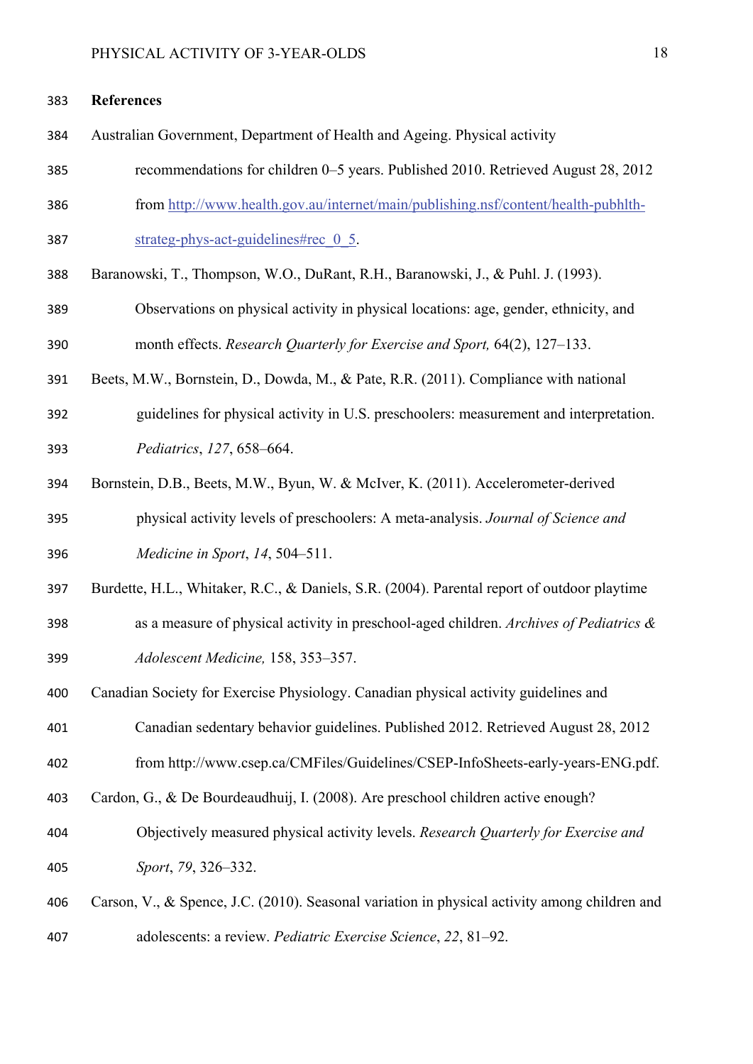## References

Australian Government, Department of Health and Ageing. Physical activity recommendations for children 0–5 years. Published 2010. Retrieved August 28, 2012 from http://www.health.gov.au/internet/main/publishing.nsf/content/health-pubhlth-strateg-phys-act-guidelines#rec_0_5.

Baranowski, T., Thompson, W.O., DuRant, R.H., Baranowski, J., & Puhl. J. (1993). Observations on physical activity in physical locations: age, gender, ethnicity, and month effects. *Research Quarterly for Exercise and Sport,* 64(2), 127–133.

Beets, M.W., Bornstein, D., Dowda, M., & Pate, R.R. (2011). Compliance with national guidelines for physical activity in U.S. preschoolers: measurement and interpretation. *Pediatrics*, *127*, 658–664.

Bornstein, D.B., Beets, M.W., Byun, W. & McIver, K. (2011). Accelerometer-derived physical activity levels of preschoolers: A meta-analysis. *Journal of Science and Medicine in Sport*, *14*, 504–511.

Burdette, H.L., Whitaker, R.C., & Daniels, S.R. (2004). Parental report of outdoor playtime as a measure of physical activity in preschool-aged children. *Archives of Pediatrics & Adolescent Medicine,* 158, 353–357.

Canadian Society for Exercise Physiology. Canadian physical activity guidelines and Canadian sedentary behavior guidelines. Published 2012. Retrieved August 28, 2012 from http://www.csep.ca/CMFiles/Guidelines/CSEP-InfoSheets-early-years-ENG.pdf.

Cardon, G., & De Bourdeaudhuij, I. (2008). Are preschool children active enough? Objectively measured physical activity levels. *Research Quarterly for Exercise and Sport*, *79*, 326–332.

Carson, V., & Spence, J.C. (2010). Seasonal variation in physical activity among children and adolescents: a review. *Pediatric Exercise Science*, *22*, 81–92.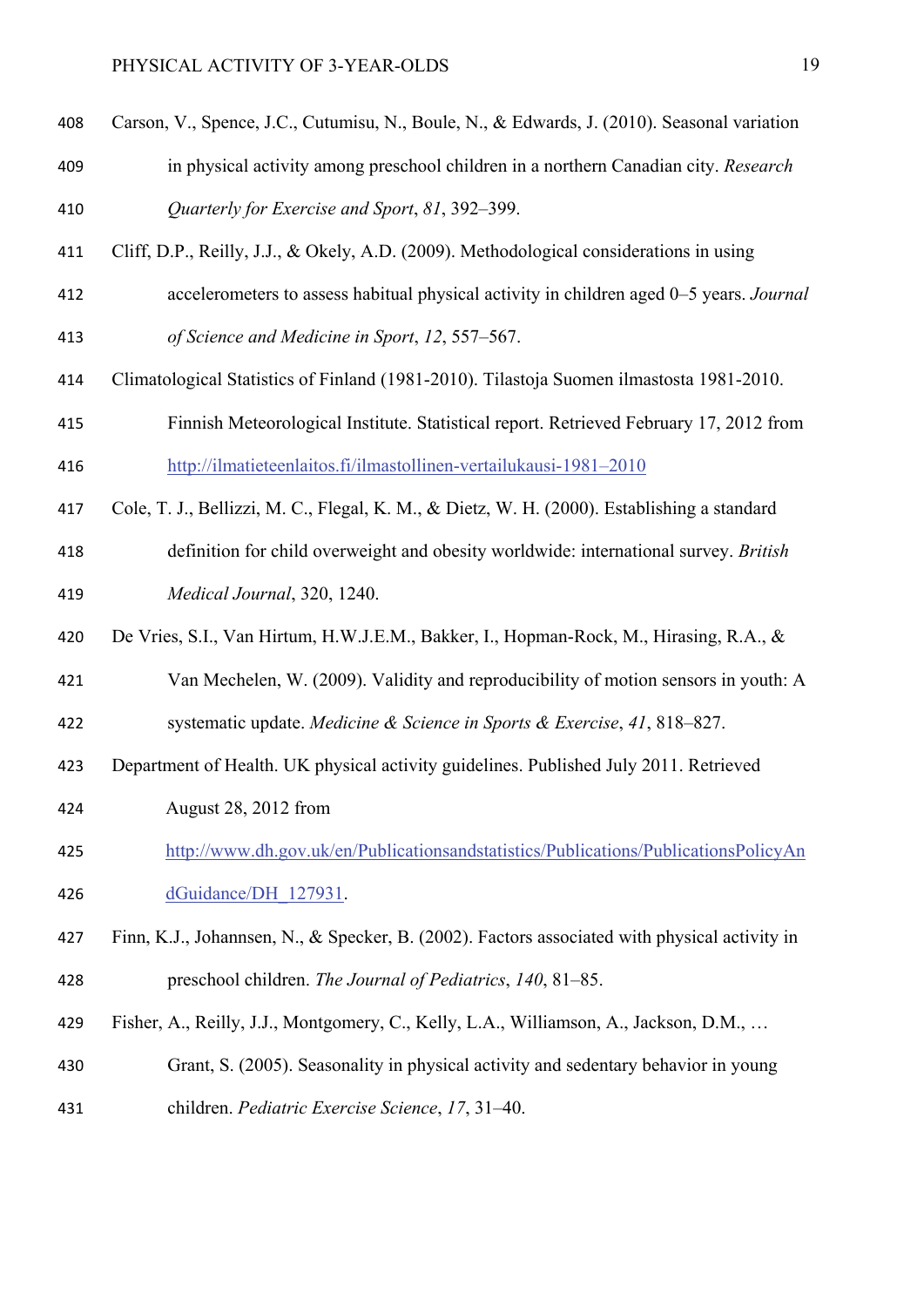Carson, V., Spence, J.C., Cutumisu, N., Boule, N., & Edwards, J. (2010). Seasonal variation in physical activity among preschool children in a northern Canadian city. *Research Quarterly for Exercise and Sport*, *81*, 392–399.

Cliff, D.P., Reilly, J.J., & Okely, A.D. (2009). Methodological considerations in using accelerometers to assess habitual physical activity in children aged 0–5 years. *Journal of Science and Medicine in Sport*, *12*, 557–567.

Climatological Statistics of Finland (1981-2010). Tilastoja Suomen ilmastosta 1981-2010. Finnish Meteorological Institute. Statistical report. Retrieved February 17, 2012 from http://ilmatieteenlaitos.fi/ilmastollinen-vertailukausi-1981–2010

Cole, T. J., Bellizzi, M. C., Flegal, K. M., & Dietz, W. H. (2000). Establishing a standard definition for child overweight and obesity worldwide: international survey. *British Medical Journal*, 320, 1240.

De Vries, S.I., Van Hirtum, H.W.J.E.M., Bakker, I., Hopman-Rock, M., Hirasing, R.A., & Van Mechelen, W. (2009). Validity and reproducibility of motion sensors in youth: A systematic update. *Medicine & Science in Sports & Exercise*, *41*, 818–827.

Department of Health. UK physical activity guidelines. Published July 2011. Retrieved August 28, 2012 from http://www.dh.gov.uk/en/Publicationsandstatistics/Publications/PublicationsPolicyAndGuidance/DH_127931.

Finn, K.J., Johannsen, N., & Specker, B. (2002). Factors associated with physical activity in preschool children. *The Journal of Pediatrics*, *140*, 81–85.

Fisher, A., Reilly, J.J., Montgomery, C., Kelly, L.A., Williamson, A., Jackson, D.M., … Grant, S. (2005). Seasonality in physical activity and sedentary behavior in young children. *Pediatric Exercise Science*, *17*, 31–40.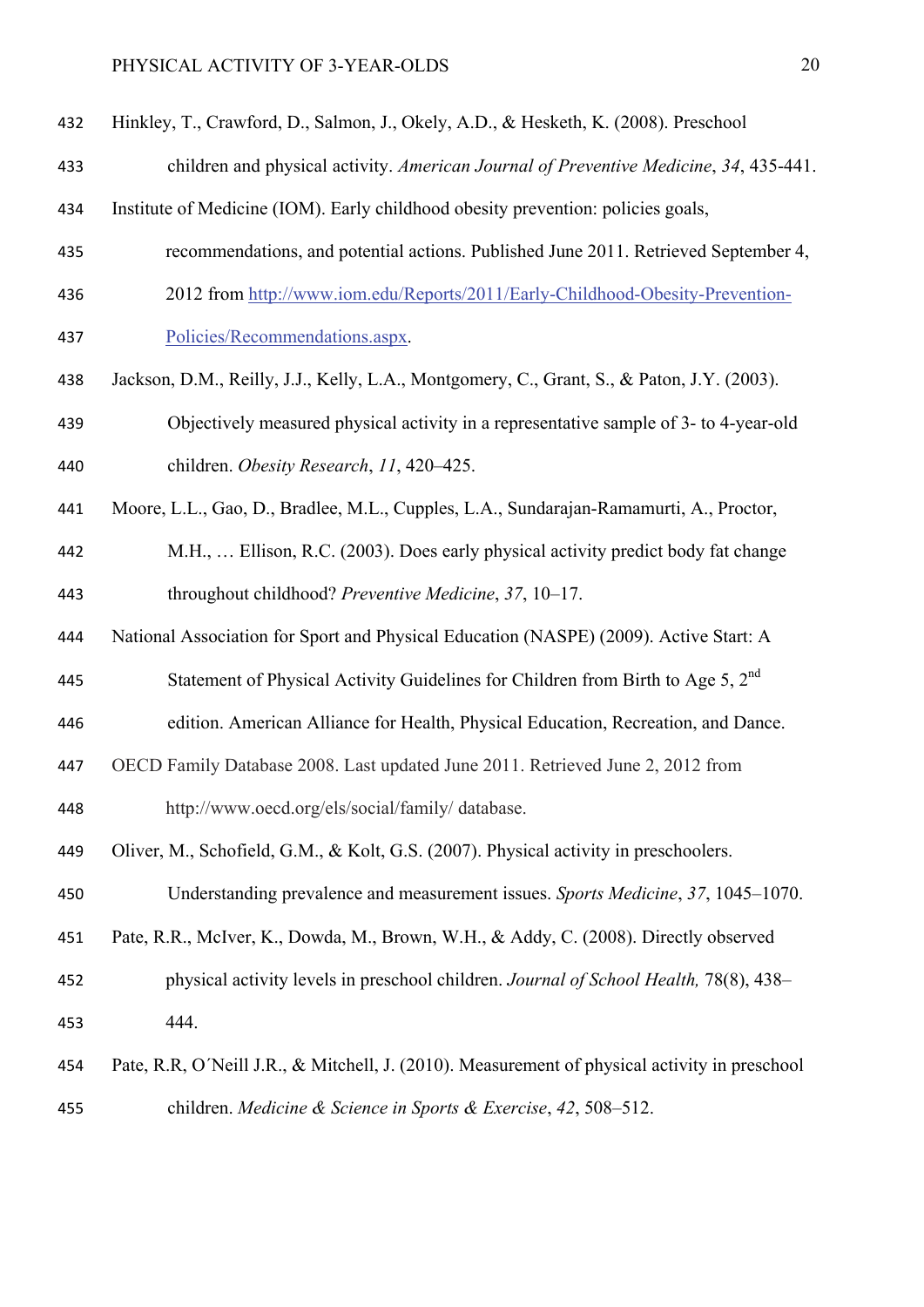Hinkley, T., Crawford, D., Salmon, J., Okely, A.D., & Hesketh, K. (2008). Preschool children and physical activity. *American Journal of Preventive Medicine*, *34*, 435-441.

Institute of Medicine (IOM). Early childhood obesity prevention: policies goals, recommendations, and potential actions. Published June 2011. Retrieved September 4, 2012 from http://www.iom.edu/Reports/2011/Early-Childhood-Obesity-Prevention-Policies/Recommendations.aspx.

Jackson, D.M., Reilly, J.J., Kelly, L.A., Montgomery, C., Grant, S., & Paton, J.Y. (2003). Objectively measured physical activity in a representative sample of 3- to 4-year-old children. *Obesity Research*, *11*, 420–425.

Moore, L.L., Gao, D., Bradlee, M.L., Cupples, L.A., Sundarajan-Ramamurti, A., Proctor, M.H., … Ellison, R.C. (2003). Does early physical activity predict body fat change throughout childhood? *Preventive Medicine*, *37*, 10–17.

National Association for Sport and Physical Education (NASPE) (2009). Active Start: A Statement of Physical Activity Guidelines for Children from Birth to Age 5, 2nd edition. American Alliance for Health, Physical Education, Recreation, and Dance.

OECD Family Database 2008. Last updated June 2011. Retrieved June 2, 2012 from http://www.oecd.org/els/social/family/ database.

Oliver, M., Schofield, G.M., & Kolt, G.S. (2007). Physical activity in preschoolers. Understanding prevalence and measurement issues. *Sports Medicine*, *37*, 1045–1070.

Pate, R.R., McIver, K., Dowda, M., Brown, W.H., & Addy, C. (2008). Directly observed physical activity levels in preschool children. *Journal of School Health,* 78(8), 438–444.

Pate, R.R, O´Neill J.R., & Mitchell, J. (2010). Measurement of physical activity in preschool children. *Medicine & Science in Sports & Exercise*, *42*, 508–512.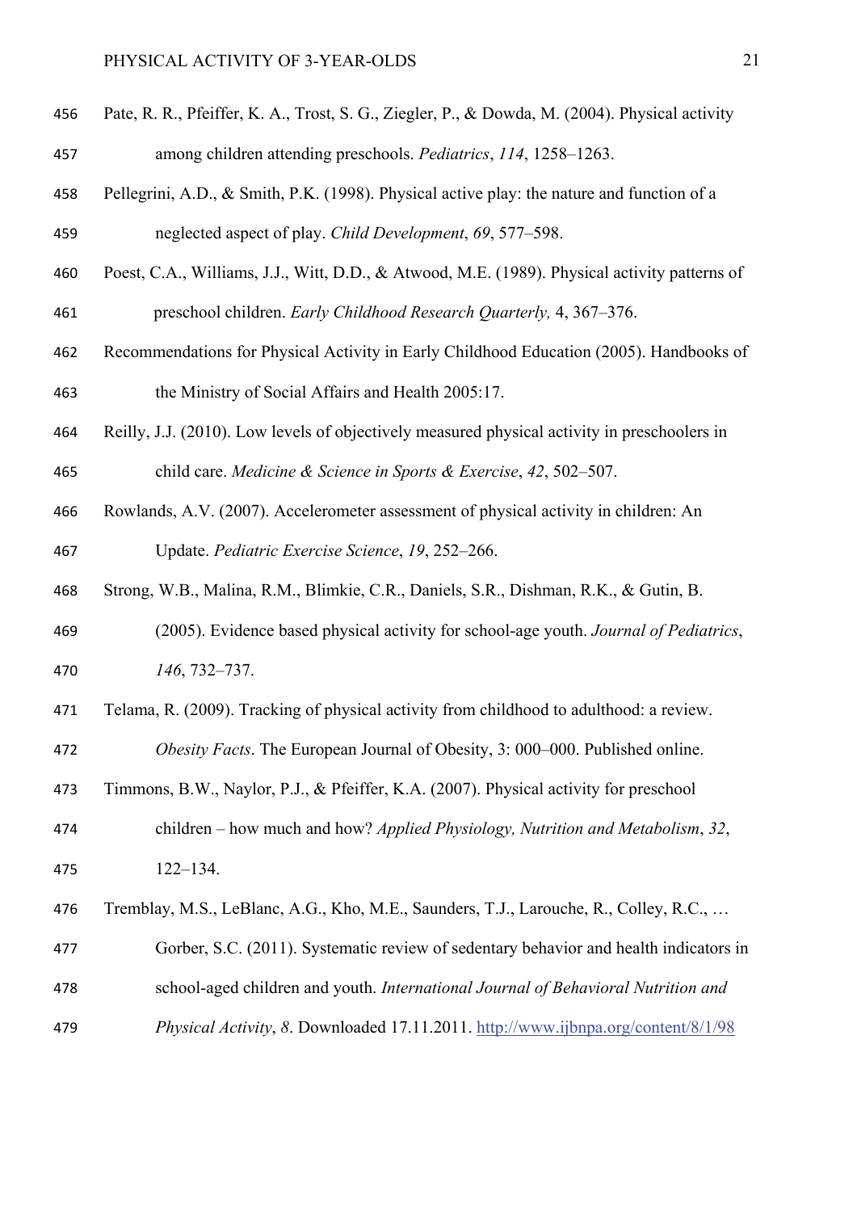Pate, R. R., Pfeiffer, K. A., Trost, S. G., Ziegler, P., & Dowda, M. (2004). Physical activity among children attending preschools. *Pediatrics*, *114*, 1258–1263.

Pellegrini, A.D., & Smith, P.K. (1998). Physical active play: the nature and function of a neglected aspect of play. *Child Development*, *69*, 577–598.

Poest, C.A., Williams, J.J., Witt, D.D., & Atwood, M.E. (1989). Physical activity patterns of preschool children. *Early Childhood Research Quarterly,* 4, 367–376.

Recommendations for Physical Activity in Early Childhood Education (2005). Handbooks of the Ministry of Social Affairs and Health 2005:17.

Reilly, J.J. (2010). Low levels of objectively measured physical activity in preschoolers in child care. *Medicine & Science in Sports & Exercise*, *42*, 502–507.

Rowlands, A.V. (2007). Accelerometer assessment of physical activity in children: An Update. *Pediatric Exercise Science*, *19*, 252–266.

Strong, W.B., Malina, R.M., Blimkie, C.R., Daniels, S.R., Dishman, R.K., & Gutin, B. (2005). Evidence based physical activity for school-age youth. *Journal of Pediatrics*, *146*, 732–737.

Telama, R. (2009). Tracking of physical activity from childhood to adulthood: a review. *Obesity Facts*. The European Journal of Obesity, 3: 000–000. Published online.

Timmons, B.W., Naylor, P.J., & Pfeiffer, K.A. (2007). Physical activity for preschool children – how much and how? *Applied Physiology, Nutrition and Metabolism*, *32*, 122–134.

Tremblay, M.S., LeBlanc, A.G., Kho, M.E., Saunders, T.J., Larouche, R., Colley, R.C., … Gorber, S.C. (2011). Systematic review of sedentary behavior and health indicators in school-aged children and youth. *International Journal of Behavioral Nutrition and Physical Activity*, *8*. Downloaded 17.11.2011. http://www.ijbnpa.org/content/8/1/98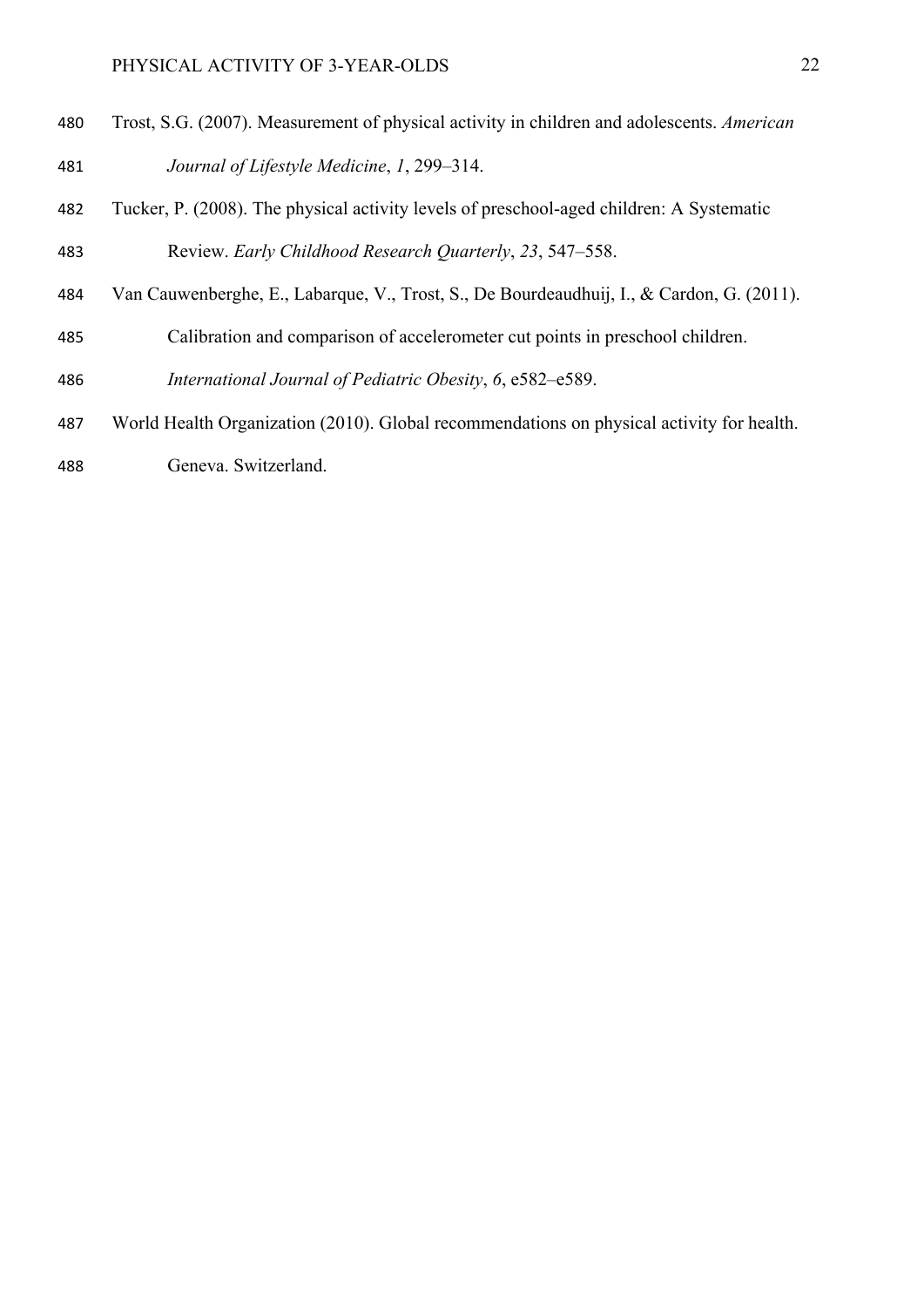Trost, S.G. (2007). Measurement of physical activity in children and adolescents. *American Journal of Lifestyle Medicine*, *1*, 299–314.

Tucker, P. (2008). The physical activity levels of preschool-aged children: A Systematic Review. *Early Childhood Research Quarterly*, *23*, 547–558.

Van Cauwenberghe, E., Labarque, V., Trost, S., De Bourdeaudhuij, I., & Cardon, G. (2011). Calibration and comparison of accelerometer cut points in preschool children. *International Journal of Pediatric Obesity*, *6*, e582–e589.

World Health Organization (2010). Global recommendations on physical activity for health. Geneva. Switzerland.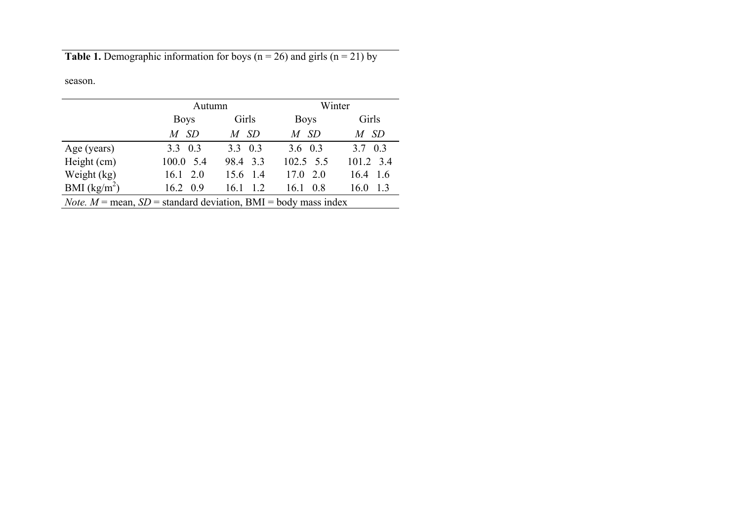**Table 1.** Demographic information for boys (n = 26) and girls (n = 21) by season.

| | Autumn | | | | Winter | | | |
|---|---|---|---|---|---|---|---|---|
| | Boys | | Girls | | Boys | | Girls | |
| | *M* | *SD* | *M* | *SD* | *M* | *SD* | *M* | *SD* |
| Age (years) | 3.3 | 0.3 | 3.3 | 0.3 | 3.6 | 0.3 | 3.7 | 0.3 |
| Height (cm) | 100.0 | 5.4 | 98.4 | 3.3 | 102.5 | 5.5 | 101.2 | 3.4 |
| Weight (kg) | 16.1 | 2.0 | 15.6 | 1.4 | 17.0 | 2.0 | 16.4 | 1.6 |
| BMI ($kg/m^2$) | 16.2 | 0.9 | 16.1 | 1.2 | 16.1 | 0.8 | 16.0 | 1.3 |

*Note.* *M* = mean, *SD* = standard deviation, BMI = body mass index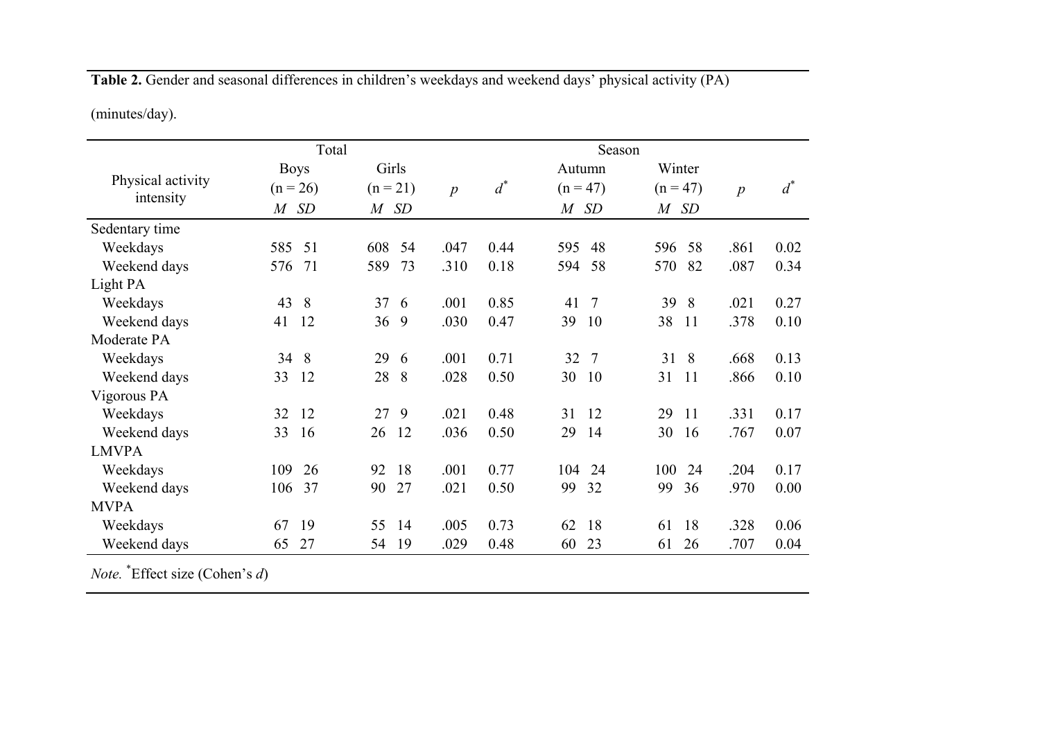**Table 2.** Gender and seasonal differences in children's weekdays and weekend days' physical activity (PA) (minutes/day).

| Physical activity intensity | Total | | | | | | Season | | | | | | | |
|---|---|---|---|---|---|---|---|---|---|---|---|---|---|---|
| | Boys (n = 26) | | Girls (n = 21) | | $p$ | $d^*$ | Autumn (n = 47) | | Winter (n = 47) | | $p$ | $d^*$ |
| | *M* | *SD* | *M* | *SD* | | | *M* | *SD* | *M* | *SD* | | |
| Sedentary time | | | | | | | | | | | | |
| Weekdays | 585 | 51 | 608 | 54 | .047 | 0.44 | 595 | 48 | 596 | 58 | .861 | 0.02 |
| Weekend days | 576 | 71 | 589 | 73 | .310 | 0.18 | 594 | 58 | 570 | 82 | .087 | 0.34 |
| Light PA | | | | | | | | | | | | |
| Weekdays | 43 | 8 | 37 | 6 | .001 | 0.85 | 41 | 7 | 39 | 8 | .021 | 0.27 |
| Weekend days | 41 | 12 | 36 | 9 | .030 | 0.47 | 39 | 10 | 38 | 11 | .378 | 0.10 |
| Moderate PA | | | | | | | | | | | | |
| Weekdays | 34 | 8 | 29 | 6 | .001 | 0.71 | 32 | 7 | 31 | 8 | .668 | 0.13 |
| Weekend days | 33 | 12 | 28 | 8 | .028 | 0.50 | 30 | 10 | 31 | 11 | .866 | 0.10 |
| Vigorous PA | | | | | | | | | | | | |
| Weekdays | 32 | 12 | 27 | 9 | .021 | 0.48 | 31 | 12 | 29 | 11 | .331 | 0.17 |
| Weekend days | 33 | 16 | 26 | 12 | .036 | 0.50 | 29 | 14 | 30 | 16 | .767 | 0.07 |
| LMVPA | | | | | | | | | | | | |
| Weekdays | 109 | 26 | 92 | 18 | .001 | 0.77 | 104 | 24 | 100 | 24 | .204 | 0.17 |
| Weekend days | 106 | 37 | 90 | 27 | .021 | 0.50 | 99 | 32 | 99 | 36 | .970 | 0.00 |
| MVPA | | | | | | | | | | | | |
| Weekdays | 67 | 19 | 55 | 14 | .005 | 0.73 | 62 | 18 | 61 | 18 | .328 | 0.06 |
| Weekend days | 65 | 27 | 54 | 19 | .029 | 0.48 | 60 | 23 | 61 | 26 | .707 | 0.04 |

*Note.* *Effect size (Cohen's *d*)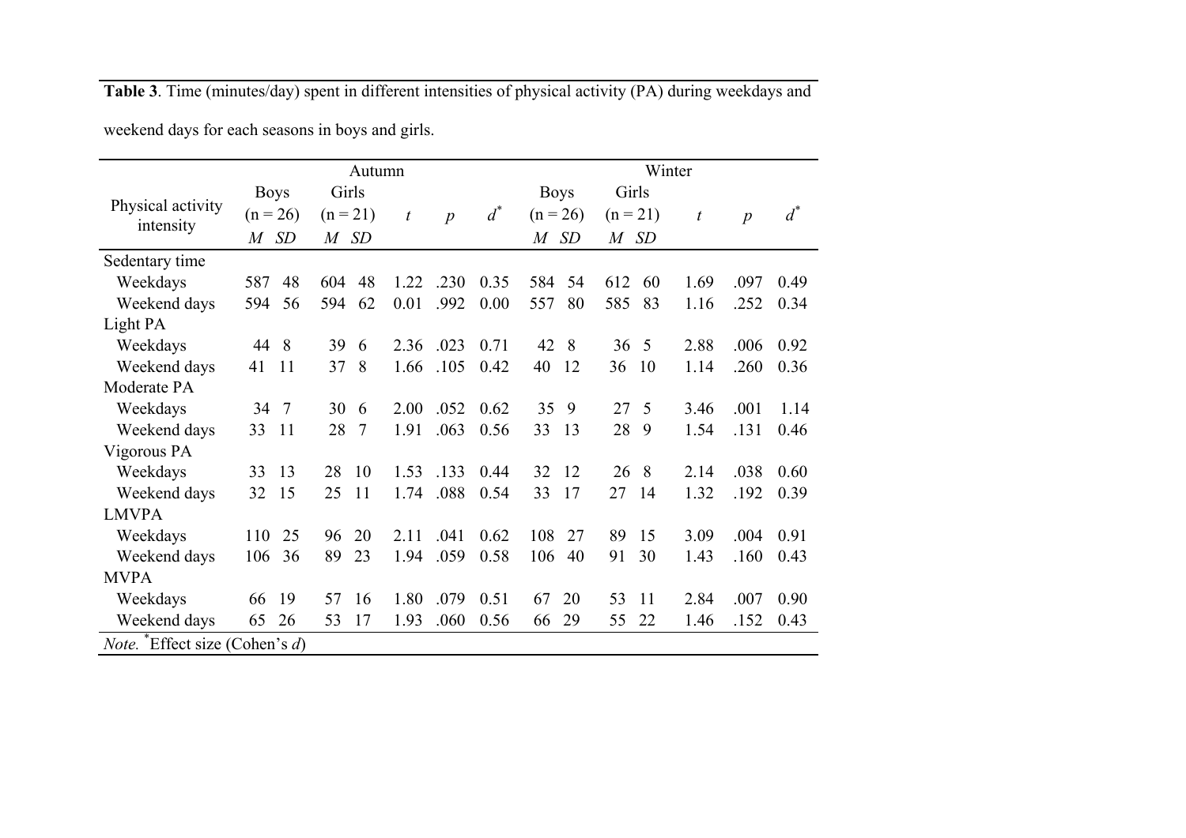**Table 3**. Time (minutes/day) spent in different intensities of physical activity (PA) during weekdays and weekend days for each seasons in boys and girls.

| Physical activity intensity | Autumn | | | | | | | Winter | | | | | | |
|---|---|---|---|---|---|---|---|---|---|---|---|---|---|---|
| | Boys (n = 26) | | Girls (n = 21) | | *t* | *p* | *d*[*] | Boys (n = 26) | | Girls (n = 21) | | *t* | *p* | *d*[*] |
| | *M* | *SD* | *M* | *SD* | | | | *M* | *SD* | *M* | *SD* | | | |
| Sedentary time | | | | | | | | | | | | | | |
| Weekdays | 587 | 48 | 604 | 48 | 1.22 | .230 | 0.35 | 584 | 54 | 612 | 60 | 1.69 | .097 | 0.49 |
| Weekend days | 594 | 56 | 594 | 62 | 0.01 | .992 | 0.00 | 557 | 80 | 585 | 83 | 1.16 | .252 | 0.34 |
| Light PA | | | | | | | | | | | | | | |
| Weekdays | 44 | 8 | 39 | 6 | 2.36 | .023 | 0.71 | 42 | 8 | 36 | 5 | 2.88 | .006 | 0.92 |
| Weekend days | 41 | 11 | 37 | 8 | 1.66 | .105 | 0.42 | 40 | 12 | 36 | 10 | 1.14 | .260 | 0.36 |
| Moderate PA | | | | | | | | | | | | | | |
| Weekdays | 34 | 7 | 30 | 6 | 2.00 | .052 | 0.62 | 35 | 9 | 27 | 5 | 3.46 | .001 | 1.14 |
| Weekend days | 33 | 11 | 28 | 7 | 1.91 | .063 | 0.56 | 33 | 13 | 28 | 9 | 1.54 | .131 | 0.46 |
| Vigorous PA | | | | | | | | | | | | | | |
| Weekdays | 33 | 13 | 28 | 10 | 1.53 | .133 | 0.44 | 32 | 12 | 26 | 8 | 2.14 | .038 | 0.60 |
| Weekend days | 32 | 15 | 25 | 11 | 1.74 | .088 | 0.54 | 33 | 17 | 27 | 14 | 1.32 | .192 | 0.39 |
| LMVPA | | | | | | | | | | | | | | |
| Weekdays | 110 | 25 | 96 | 20 | 2.11 | .041 | 0.62 | 108 | 27 | 89 | 15 | 3.09 | .004 | 0.91 |
| Weekend days | 106 | 36 | 89 | 23 | 1.94 | .059 | 0.58 | 106 | 40 | 91 | 30 | 1.43 | .160 | 0.43 |
| MVPA | | | | | | | | | | | | | | |
| Weekdays | 66 | 19 | 57 | 16 | 1.80 | .079 | 0.51 | 67 | 20 | 53 | 11 | 2.84 | .007 | 0.90 |
| Weekend days | 65 | 26 | 53 | 17 | 1.93 | .060 | 0.56 | 66 | 29 | 55 | 22 | 1.46 | .152 | 0.43 |

*Note.* [*]Effect size (Cohen's *d*)